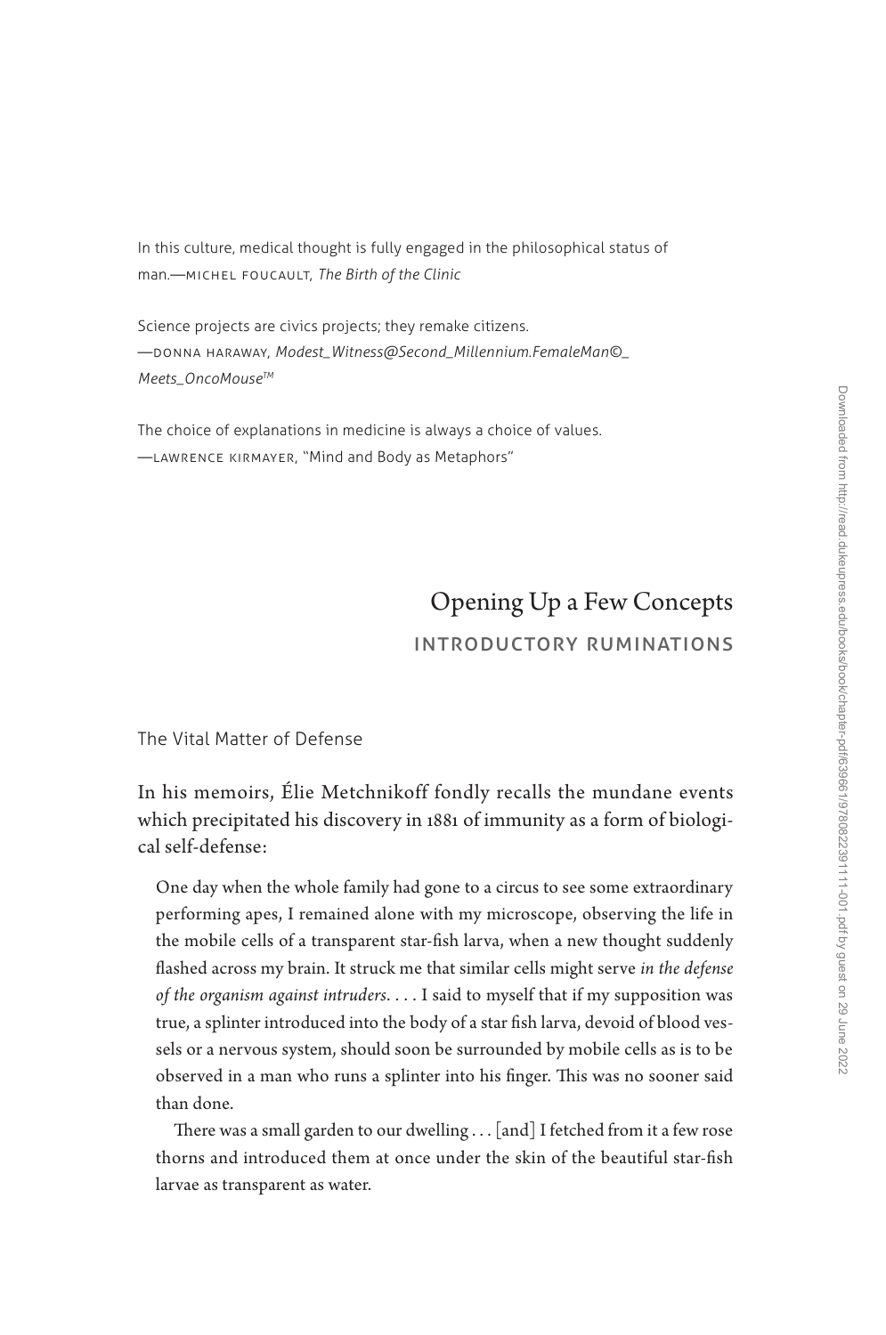In this culture, medical thought is fully engaged in the philosophical status of man.—MICHEL FOUCAULT, *The Birth of the Clinic*

Science projects are civics projects; they remake citizens.
—DONNA HARAWAY, *Modest_Witness@Second_Millennium.FemaleMan©_Meets_OncoMouse™*

The choice of explanations in medicine is always a choice of values.
—LAWRENCE KIRMAYER, "Mind and Body as Metaphors"

# Opening Up a Few Concepts

## INTRODUCTORY RUMINATIONS

### The Vital Matter of Defense

In his memoirs, Élie Metchnikoff fondly recalls the mundane events which precipitated his discovery in 1881 of immunity as a form of biological self-defense:

> One day when the whole family had gone to a circus to see some extraordinary performing apes, I remained alone with my microscope, observing the life in the mobile cells of a transparent star-fish larva, when a new thought suddenly flashed across my brain. It struck me that similar cells might serve *in the defense of the organism against intruders*. . . . I said to myself that if my supposition was true, a splinter introduced into the body of a star fish larva, devoid of blood vessels or a nervous system, should soon be surrounded by mobile cells as is to be observed in a man who runs a splinter into his finger. This was no sooner said than done.
>
> There was a small garden to our dwelling . . . [and] I fetched from it a few rose thorns and introduced them at once under the skin of the beautiful star-fish larvae as transparent as water.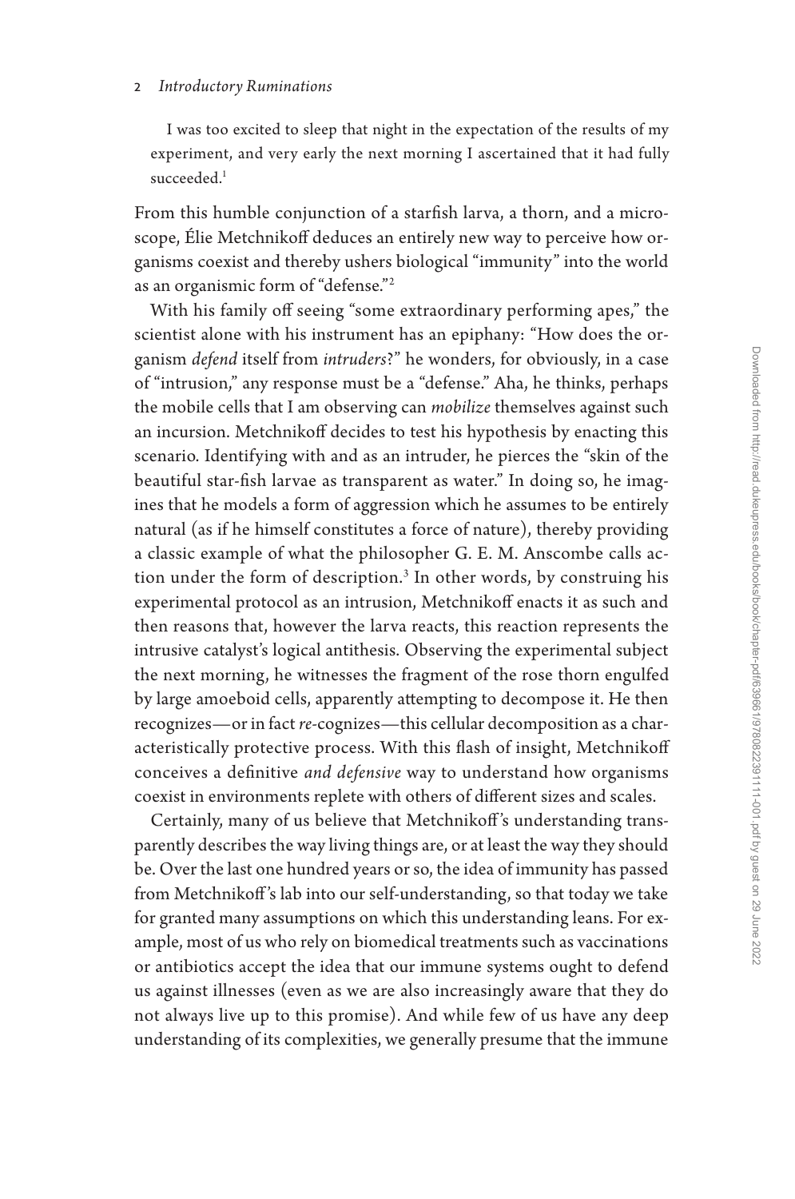> I was too excited to sleep that night in the expectation of the results of my experiment, and very early the next morning I ascertained that it had fully succeeded.[1]

From this humble conjunction of a starfish larva, a thorn, and a microscope, Élie Metchnikoff deduces an entirely new way to perceive how organisms coexist and thereby ushers biological "immunity" into the world as an organismic form of "defense."[2]

With his family off seeing "some extraordinary performing apes," the scientist alone with his instrument has an epiphany: "How does the organism *defend* itself from *intruders*?" he wonders, for obviously, in a case of "intrusion," any response must be a "defense." Aha, he thinks, perhaps the mobile cells that I am observing can *mobilize* themselves against such an incursion. Metchnikoff decides to test his hypothesis by enacting this scenario. Identifying with and as an intruder, he pierces the "skin of the beautiful star-fish larvae as transparent as water." In doing so, he imagines that he models a form of aggression which he assumes to be entirely natural (as if he himself constitutes a force of nature), thereby providing a classic example of what the philosopher G. E. M. Anscombe calls action under the form of description.[3] In other words, by construing his experimental protocol as an intrusion, Metchnikoff enacts it as such and then reasons that, however the larva reacts, this reaction represents the intrusive catalyst's logical antithesis. Observing the experimental subject the next morning, he witnesses the fragment of the rose thorn engulfed by large amoeboid cells, apparently attempting to decompose it. He then recognizes—or in fact *re*-cognizes—this cellular decomposition as a characteristically protective process. With this flash of insight, Metchnikoff conceives a definitive *and defensive* way to understand how organisms coexist in environments replete with others of different sizes and scales.

Certainly, many of us believe that Metchnikoff's understanding transparently describes the way living things are, or at least the way they should be. Over the last one hundred years or so, the idea of immunity has passed from Metchnikoff's lab into our self-understanding, so that today we take for granted many assumptions on which this understanding leans. For example, most of us who rely on biomedical treatments such as vaccinations or antibiotics accept the idea that our immune systems ought to defend us against illnesses (even as we are also increasingly aware that they do not always live up to this promise). And while few of us have any deep understanding of its complexities, we generally presume that the immune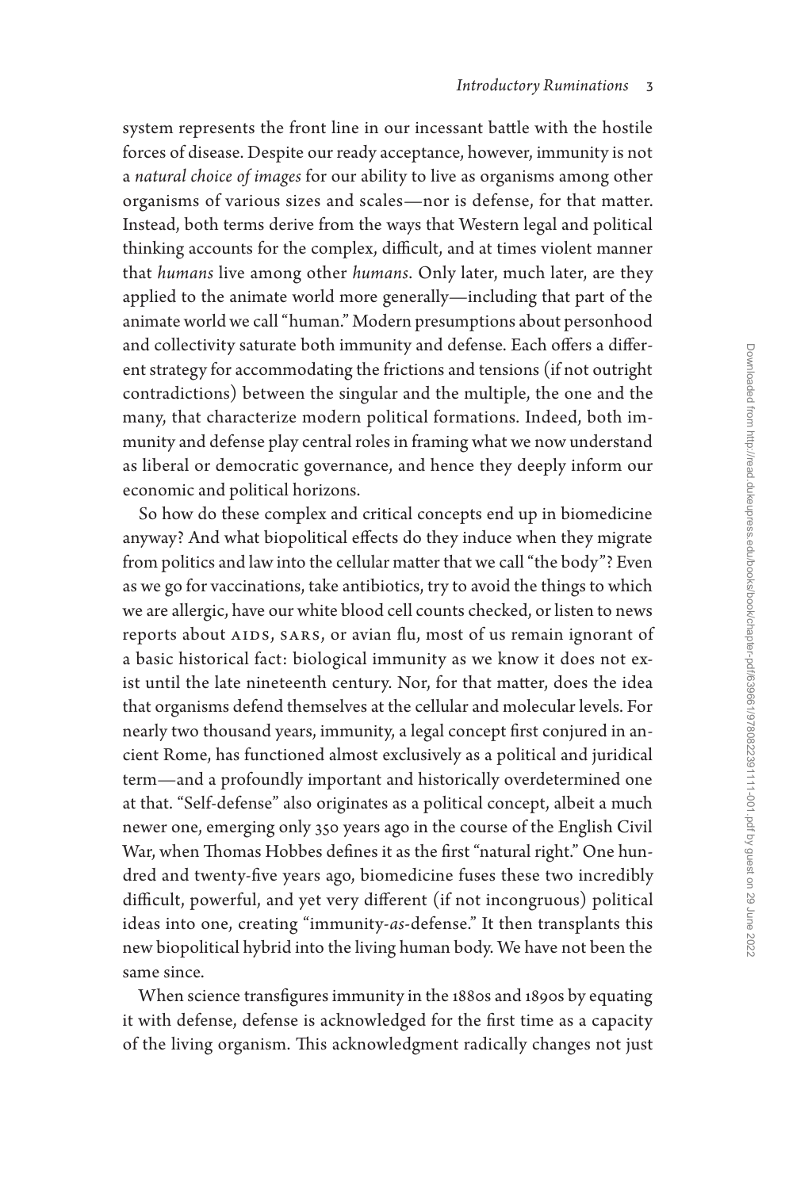system represents the front line in our incessant battle with the hostile forces of disease. Despite our ready acceptance, however, immunity is not a *natural choice of images* for our ability to live as organisms among other organisms of various sizes and scales—nor is defense, for that matter. Instead, both terms derive from the ways that Western legal and political thinking accounts for the complex, difficult, and at times violent manner that *humans* live among other *humans*. Only later, much later, are they applied to the animate world more generally—including that part of the animate world we call "human." Modern presumptions about personhood and collectivity saturate both immunity and defense. Each offers a different strategy for accommodating the frictions and tensions (if not outright contradictions) between the singular and the multiple, the one and the many, that characterize modern political formations. Indeed, both immunity and defense play central roles in framing what we now understand as liberal or democratic governance, and hence they deeply inform our economic and political horizons.

So how do these complex and critical concepts end up in biomedicine anyway? And what biopolitical effects do they induce when they migrate from politics and law into the cellular matter that we call "the body"? Even as we go for vaccinations, take antibiotics, try to avoid the things to which we are allergic, have our white blood cell counts checked, or listen to news reports about AIDS, SARS, or avian flu, most of us remain ignorant of a basic historical fact: biological immunity as we know it does not exist until the late nineteenth century. Nor, for that matter, does the idea that organisms defend themselves at the cellular and molecular levels. For nearly two thousand years, immunity, a legal concept first conjured in ancient Rome, has functioned almost exclusively as a political and juridical term—and a profoundly important and historically overdetermined one at that. "Self-defense" also originates as a political concept, albeit a much newer one, emerging only 350 years ago in the course of the English Civil War, when Thomas Hobbes defines it as the first "natural right." One hundred and twenty-five years ago, biomedicine fuses these two incredibly difficult, powerful, and yet very different (if not incongruous) political ideas into one, creating "immunity-*as*-defense." It then transplants this new biopolitical hybrid into the living human body. We have not been the same since.

When science transfigures immunity in the 1880s and 1890s by equating it with defense, defense is acknowledged for the first time as a capacity of the living organism. This acknowledgment radically changes not just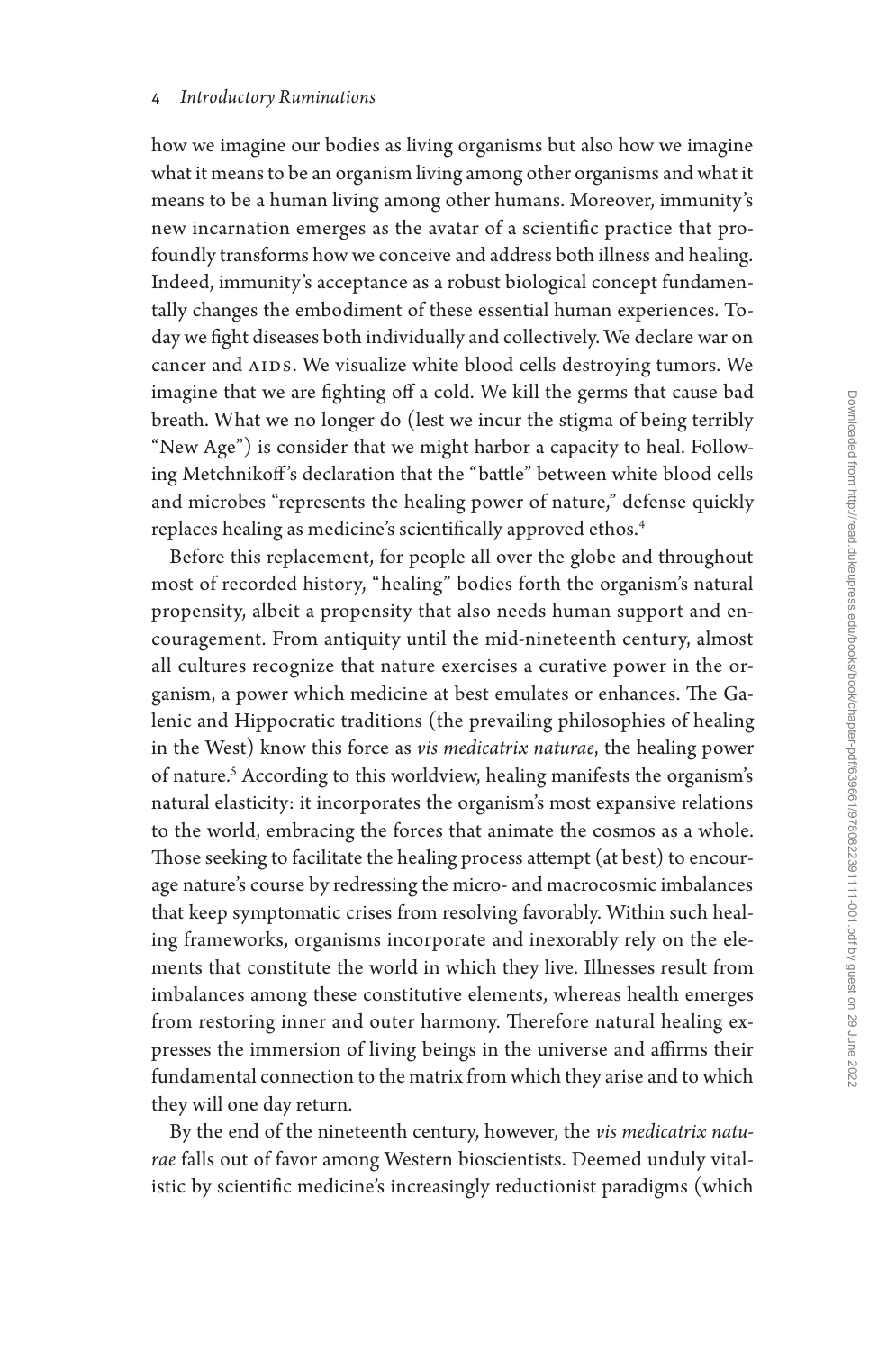how we imagine our bodies as living organisms but also how we imagine what it means to be an organism living among other organisms and what it means to be a human living among other humans. Moreover, immunity's new incarnation emerges as the avatar of a scientific practice that profoundly transforms how we conceive and address both illness and healing. Indeed, immunity's acceptance as a robust biological concept fundamentally changes the embodiment of these essential human experiences. Today we fight diseases both individually and collectively. We declare war on cancer and AIDS. We visualize white blood cells destroying tumors. We imagine that we are fighting off a cold. We kill the germs that cause bad breath. What we no longer do (lest we incur the stigma of being terribly "New Age") is consider that we might harbor a capacity to heal. Following Metchnikoff's declaration that the "battle" between white blood cells and microbes "represents the healing power of nature," defense quickly replaces healing as medicine's scientifically approved ethos.[4]

Before this replacement, for people all over the globe and throughout most of recorded history, "healing" bodies forth the organism's natural propensity, albeit a propensity that also needs human support and encouragement. From antiquity until the mid-nineteenth century, almost all cultures recognize that nature exercises a curative power in the organism, a power which medicine at best emulates or enhances. The Galenic and Hippocratic traditions (the prevailing philosophies of healing in the West) know this force as *vis medicatrix naturae*, the healing power of nature.[5] According to this worldview, healing manifests the organism's natural elasticity: it incorporates the organism's most expansive relations to the world, embracing the forces that animate the cosmos as a whole. Those seeking to facilitate the healing process attempt (at best) to encourage nature's course by redressing the micro- and macrocosmic imbalances that keep symptomatic crises from resolving favorably. Within such healing frameworks, organisms incorporate and inexorably rely on the elements that constitute the world in which they live. Illnesses result from imbalances among these constitutive elements, whereas health emerges from restoring inner and outer harmony. Therefore natural healing expresses the immersion of living beings in the universe and affirms their fundamental connection to the matrix from which they arise and to which they will one day return.

By the end of the nineteenth century, however, the *vis medicatrix naturae* falls out of favor among Western bioscientists. Deemed unduly vitalistic by scientific medicine's increasingly reductionist paradigms (which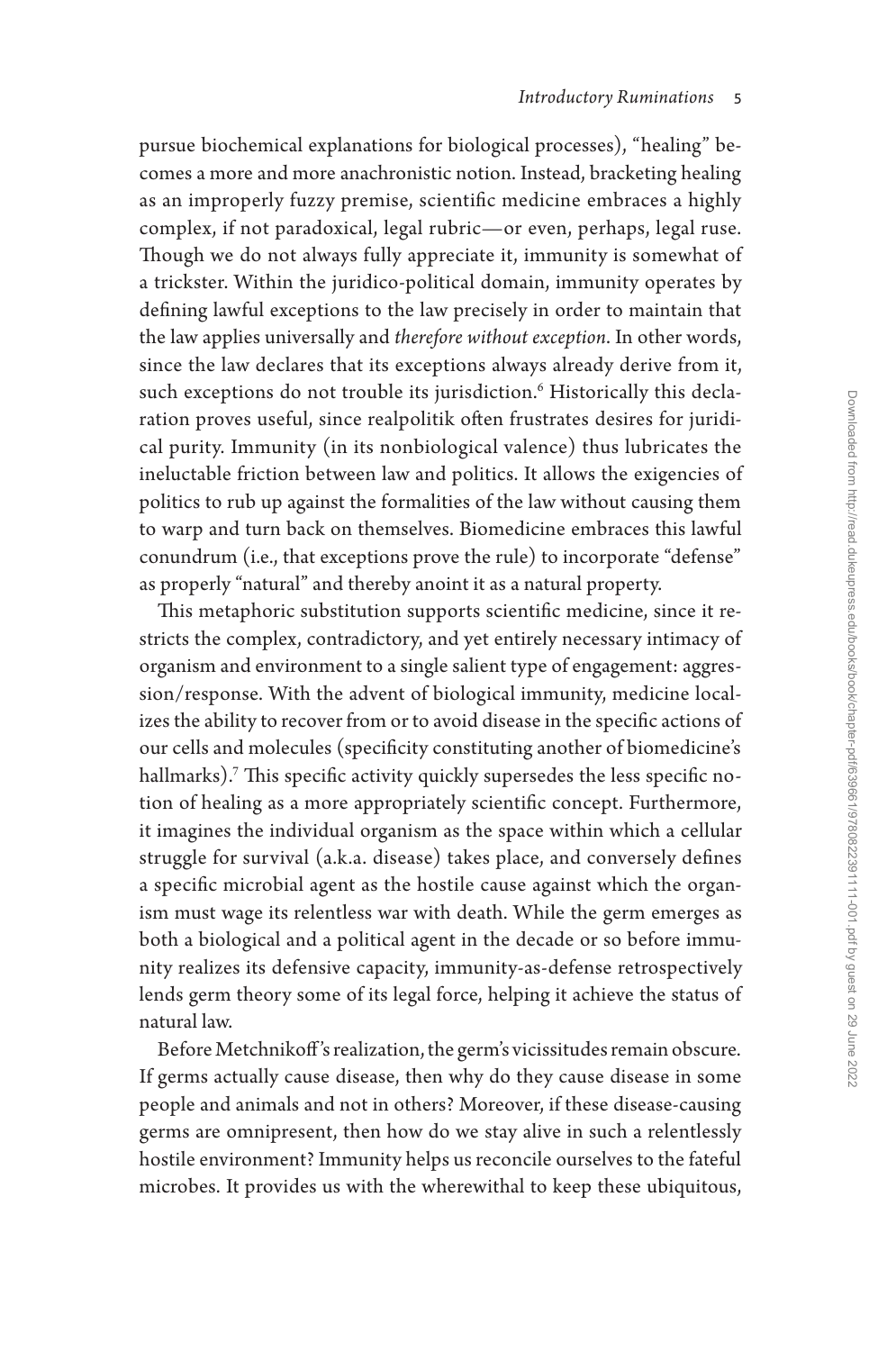pursue biochemical explanations for biological processes), "healing" becomes a more and more anachronistic notion. Instead, bracketing healing as an improperly fuzzy premise, scientific medicine embraces a highly complex, if not paradoxical, legal rubric—or even, perhaps, legal ruse. Though we do not always fully appreciate it, immunity is somewhat of a trickster. Within the juridico-political domain, immunity operates by defining lawful exceptions to the law precisely in order to maintain that the law applies universally and *therefore without exception*. In other words, since the law declares that its exceptions always already derive from it, such exceptions do not trouble its jurisdiction.[6] Historically this declaration proves useful, since realpolitik often frustrates desires for juridical purity. Immunity (in its nonbiological valence) thus lubricates the ineluctable friction between law and politics. It allows the exigencies of politics to rub up against the formalities of the law without causing them to warp and turn back on themselves. Biomedicine embraces this lawful conundrum (i.e., that exceptions prove the rule) to incorporate "defense" as properly "natural" and thereby anoint it as a natural property.

This metaphoric substitution supports scientific medicine, since it restricts the complex, contradictory, and yet entirely necessary intimacy of organism and environment to a single salient type of engagement: aggression/response. With the advent of biological immunity, medicine localizes the ability to recover from or to avoid disease in the specific actions of our cells and molecules (specificity constituting another of biomedicine's hallmarks).[7] This specific activity quickly supersedes the less specific notion of healing as a more appropriately scientific concept. Furthermore, it imagines the individual organism as the space within which a cellular struggle for survival (a.k.a. disease) takes place, and conversely defines a specific microbial agent as the hostile cause against which the organism must wage its relentless war with death. While the germ emerges as both a biological and a political agent in the decade or so before immunity realizes its defensive capacity, immunity-as-defense retrospectively lends germ theory some of its legal force, helping it achieve the status of natural law.

Before Metchnikoff's realization, the germ's vicissitudes remain obscure. If germs actually cause disease, then why do they cause disease in some people and animals and not in others? Moreover, if these disease-causing germs are omnipresent, then how do we stay alive in such a relentlessly hostile environment? Immunity helps us reconcile ourselves to the fateful microbes. It provides us with the wherewithal to keep these ubiquitous,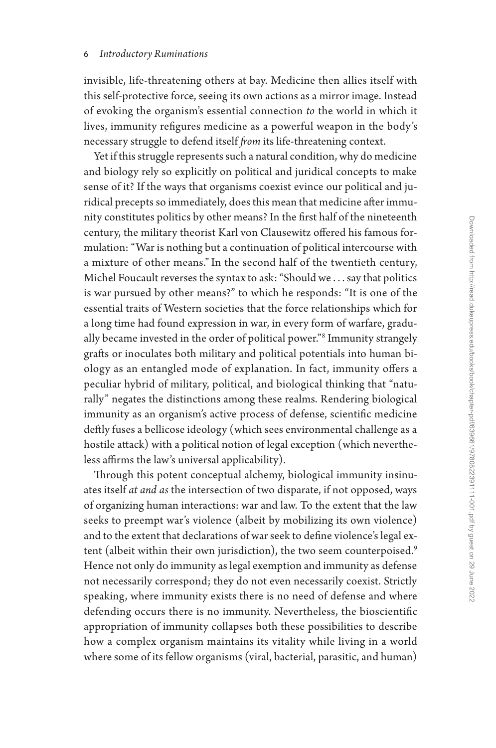invisible, life-threatening others at bay. Medicine then allies itself with this self-protective force, seeing its own actions as a mirror image. Instead of evoking the organism's essential connection *to* the world in which it lives, immunity refigures medicine as a powerful weapon in the body's necessary struggle to defend itself *from* its life-threatening context.

Yet if this struggle represents such a natural condition, why do medicine and biology rely so explicitly on political and juridical concepts to make sense of it? If the ways that organisms coexist evince our political and juridical precepts so immediately, does this mean that medicine after immunity constitutes politics by other means? In the first half of the nineteenth century, the military theorist Karl von Clausewitz offered his famous formulation: "War is nothing but a continuation of political intercourse with a mixture of other means." In the second half of the twentieth century, Michel Foucault reverses the syntax to ask: "Should we . . . say that politics is war pursued by other means?" to which he responds: "It is one of the essential traits of Western societies that the force relationships which for a long time had found expression in war, in every form of warfare, gradually became invested in the order of political power."[8] Immunity strangely grafts or inoculates both military and political potentials into human biology as an entangled mode of explanation. In fact, immunity offers a peculiar hybrid of military, political, and biological thinking that "naturally" negates the distinctions among these realms. Rendering biological immunity as an organism's active process of defense, scientific medicine deftly fuses a bellicose ideology (which sees environmental challenge as a hostile attack) with a political notion of legal exception (which nevertheless affirms the law's universal applicability).

Through this potent conceptual alchemy, biological immunity insinuates itself *at and as* the intersection of two disparate, if not opposed, ways of organizing human interactions: war and law. To the extent that the law seeks to preempt war's violence (albeit by mobilizing its own violence) and to the extent that declarations of war seek to define violence's legal extent (albeit within their own jurisdiction), the two seem counterpoised.[9] Hence not only do immunity as legal exemption and immunity as defense not necessarily correspond; they do not even necessarily coexist. Strictly speaking, where immunity exists there is no need of defense and where defending occurs there is no immunity. Nevertheless, the bioscientific appropriation of immunity collapses both these possibilities to describe how a complex organism maintains its vitality while living in a world where some of its fellow organisms (viral, bacterial, parasitic, and human)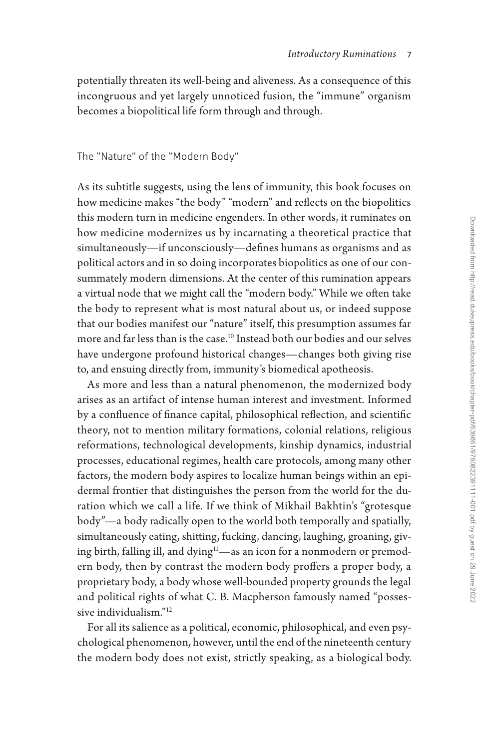potentially threaten its well-being and aliveness. As a consequence of this incongruous and yet largely unnoticed fusion, the "immune" organism becomes a biopolitical life form through and through.

## The "Nature" of the "Modern Body"

As its subtitle suggests, using the lens of immunity, this book focuses on how medicine makes "the body" "modern" and reflects on the biopolitics this modern turn in medicine engenders. In other words, it ruminates on how medicine modernizes us by incarnating a theoretical practice that simultaneously—if unconsciously—defines humans as organisms and as political actors and in so doing incorporates biopolitics as one of our consummately modern dimensions. At the center of this rumination appears a virtual node that we might call the "modern body." While we often take the body to represent what is most natural about us, or indeed suppose that our bodies manifest our "nature" itself, this presumption assumes far more and far less than is the case.[10] Instead both our bodies and our selves have undergone profound historical changes—changes both giving rise to, and ensuing directly from, immunity's biomedical apotheosis.

As more and less than a natural phenomenon, the modernized body arises as an artifact of intense human interest and investment. Informed by a confluence of finance capital, philosophical reflection, and scientific theory, not to mention military formations, colonial relations, religious reformations, technological developments, kinship dynamics, industrial processes, educational regimes, health care protocols, among many other factors, the modern body aspires to localize human beings within an epidermal frontier that distinguishes the person from the world for the duration which we call a life. If we think of Mikhail Bakhtin's "grotesque body"—a body radically open to the world both temporally and spatially, simultaneously eating, shitting, fucking, dancing, laughing, groaning, giving birth, falling ill, and dying[11]—as an icon for a nonmodern or premodern body, then by contrast the modern body proffers a proper body, a proprietary body, a body whose well-bounded property grounds the legal and political rights of what C. B. Macpherson famously named "possessive individualism."[12]

For all its salience as a political, economic, philosophical, and even psychological phenomenon, however, until the end of the nineteenth century the modern body does not exist, strictly speaking, as a biological body.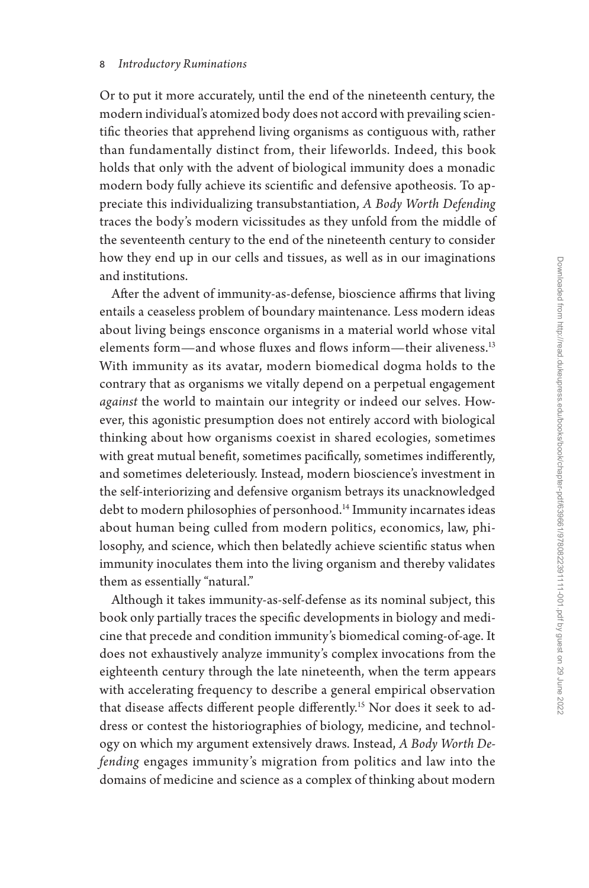Or to put it more accurately, until the end of the nineteenth century, the modern individual's atomized body does not accord with prevailing scientific theories that apprehend living organisms as contiguous with, rather than fundamentally distinct from, their lifeworlds. Indeed, this book holds that only with the advent of biological immunity does a monadic modern body fully achieve its scientific and defensive apotheosis. To appreciate this individualizing transubstantiation, *A Body Worth Defending* traces the body's modern vicissitudes as they unfold from the middle of the seventeenth century to the end of the nineteenth century to consider how they end up in our cells and tissues, as well as in our imaginations and institutions.

After the advent of immunity-as-defense, bioscience affirms that living entails a ceaseless problem of boundary maintenance. Less modern ideas about living beings ensconce organisms in a material world whose vital elements form—and whose fluxes and flows inform—their aliveness.[13] With immunity as its avatar, modern biomedical dogma holds to the contrary that as organisms we vitally depend on a perpetual engagement *against* the world to maintain our integrity or indeed our selves. However, this agonistic presumption does not entirely accord with biological thinking about how organisms coexist in shared ecologies, sometimes with great mutual benefit, sometimes pacifically, sometimes indifferently, and sometimes deleteriously. Instead, modern bioscience's investment in the self-interiorizing and defensive organism betrays its unacknowledged debt to modern philosophies of personhood.[14] Immunity incarnates ideas about human being culled from modern politics, economics, law, philosophy, and science, which then belatedly achieve scientific status when immunity inoculates them into the living organism and thereby validates them as essentially "natural."

Although it takes immunity-as-self-defense as its nominal subject, this book only partially traces the specific developments in biology and medicine that precede and condition immunity's biomedical coming-of-age. It does not exhaustively analyze immunity's complex invocations from the eighteenth century through the late nineteenth, when the term appears with accelerating frequency to describe a general empirical observation that disease affects different people differently.[15] Nor does it seek to address or contest the historiographies of biology, medicine, and technology on which my argument extensively draws. Instead, *A Body Worth Defending* engages immunity's migration from politics and law into the domains of medicine and science as a complex of thinking about modern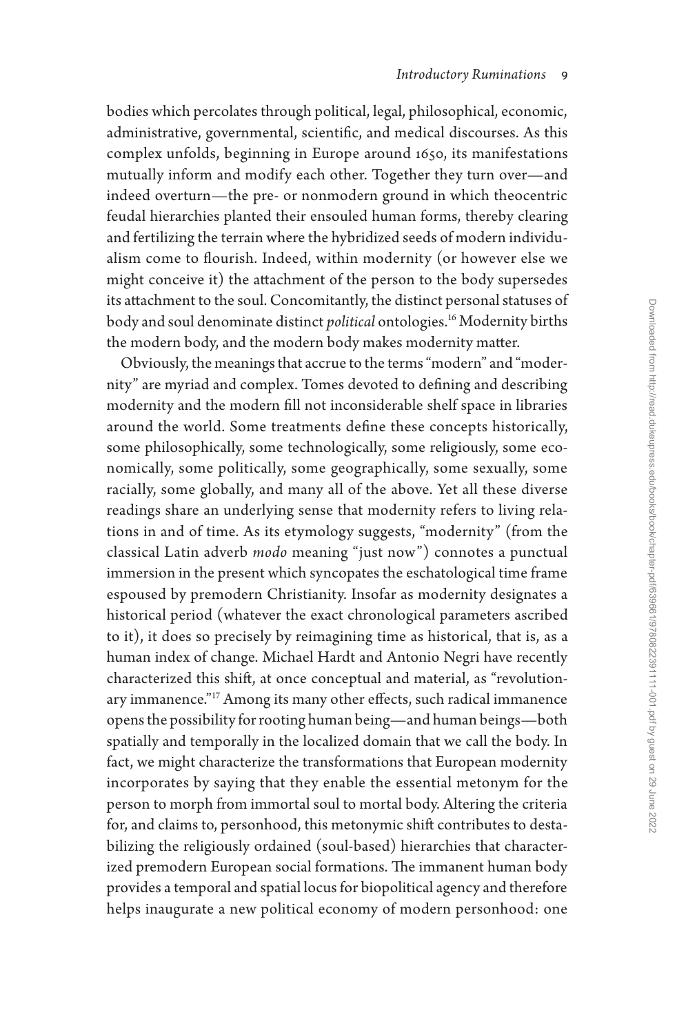bodies which percolates through political, legal, philosophical, economic, administrative, governmental, scientific, and medical discourses. As this complex unfolds, beginning in Europe around 1650, its manifestations mutually inform and modify each other. Together they turn over—and indeed overturn—the pre- or nonmodern ground in which theocentric feudal hierarchies planted their ensouled human forms, thereby clearing and fertilizing the terrain where the hybridized seeds of modern individualism come to flourish. Indeed, within modernity (or however else we might conceive it) the attachment of the person to the body supersedes its attachment to the soul. Concomitantly, the distinct personal statuses of body and soul denominate distinct *political* ontologies.[16] Modernity births the modern body, and the modern body makes modernity matter.

Obviously, the meanings that accrue to the terms "modern" and "modernity" are myriad and complex. Tomes devoted to defining and describing modernity and the modern fill not inconsiderable shelf space in libraries around the world. Some treatments define these concepts historically, some philosophically, some technologically, some religiously, some economically, some politically, some geographically, some sexually, some racially, some globally, and many all of the above. Yet all these diverse readings share an underlying sense that modernity refers to living relations in and of time. As its etymology suggests, "modernity" (from the classical Latin adverb *modo* meaning "just now") connotes a punctual immersion in the present which syncopates the eschatological time frame espoused by premodern Christianity. Insofar as modernity designates a historical period (whatever the exact chronological parameters ascribed to it), it does so precisely by reimagining time as historical, that is, as a human index of change. Michael Hardt and Antonio Negri have recently characterized this shift, at once conceptual and material, as "revolutionary immanence."[17] Among its many other effects, such radical immanence opens the possibility for rooting human being—and human beings—both spatially and temporally in the localized domain that we call the body. In fact, we might characterize the transformations that European modernity incorporates by saying that they enable the essential metonym for the person to morph from immortal soul to mortal body. Altering the criteria for, and claims to, personhood, this metonymic shift contributes to destabilizing the religiously ordained (soul-based) hierarchies that characterized premodern European social formations. The immanent human body provides a temporal and spatial locus for biopolitical agency and therefore helps inaugurate a new political economy of modern personhood: one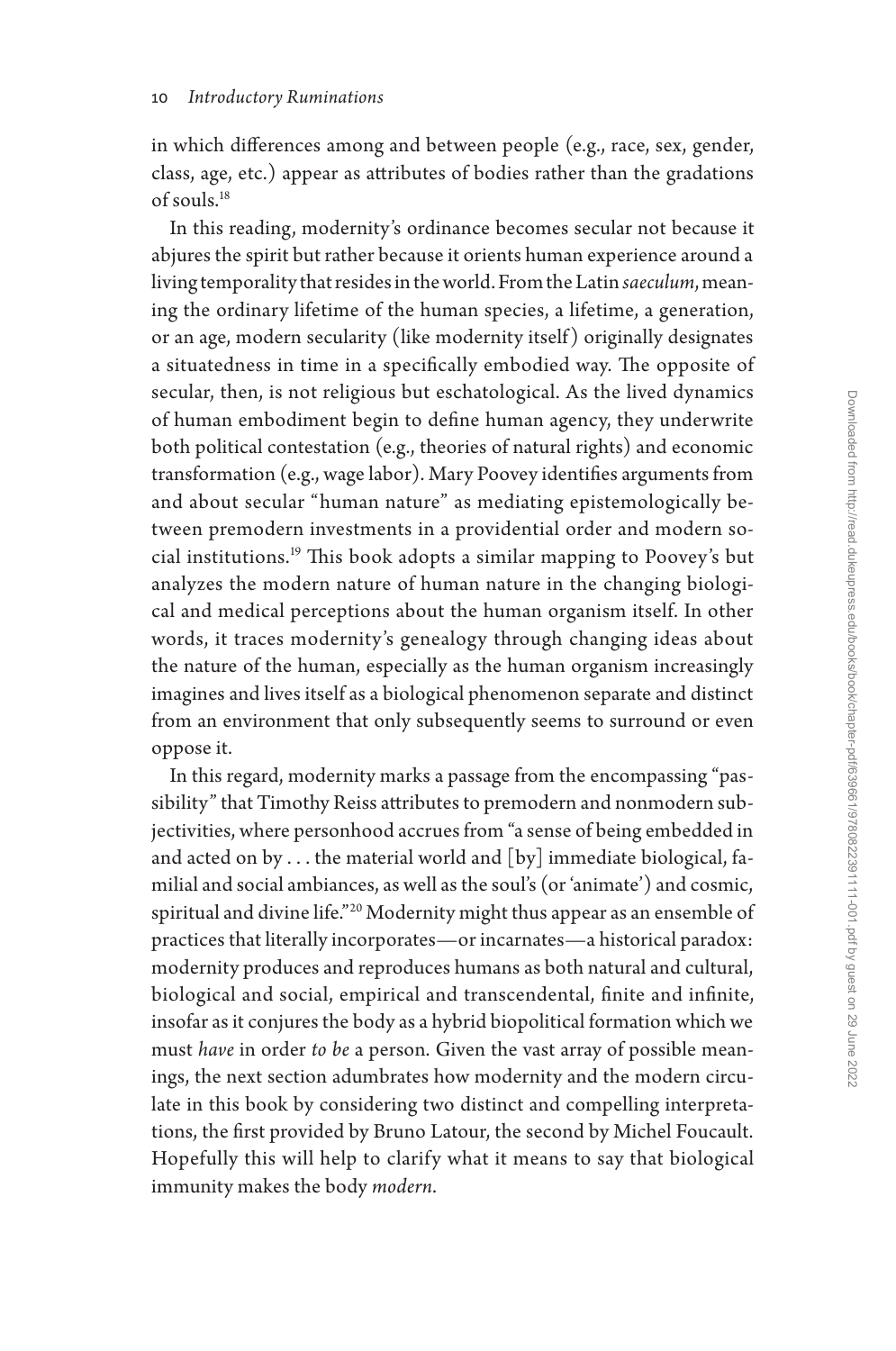in which differences among and between people (e.g., race, sex, gender, class, age, etc.) appear as attributes of bodies rather than the gradations of souls.[18]

In this reading, modernity's ordinance becomes secular not because it abjures the spirit but rather because it orients human experience around a living temporality that resides in the world. From the Latin *saeculum*, meaning the ordinary lifetime of the human species, a lifetime, a generation, or an age, modern secularity (like modernity itself) originally designates a situatedness in time in a specifically embodied way. The opposite of secular, then, is not religious but eschatological. As the lived dynamics of human embodiment begin to define human agency, they underwrite both political contestation (e.g., theories of natural rights) and economic transformation (e.g., wage labor). Mary Poovey identifies arguments from and about secular "human nature" as mediating epistemologically between premodern investments in a providential order and modern social institutions.[19] This book adopts a similar mapping to Poovey's but analyzes the modern nature of human nature in the changing biological and medical perceptions about the human organism itself. In other words, it traces modernity's genealogy through changing ideas about the nature of the human, especially as the human organism increasingly imagines and lives itself as a biological phenomenon separate and distinct from an environment that only subsequently seems to surround or even oppose it.

In this regard, modernity marks a passage from the encompassing "passibility" that Timothy Reiss attributes to premodern and nonmodern subjectivities, where personhood accrues from "a sense of being embedded in and acted on by . . . the material world and [by] immediate biological, familial and social ambiances, as well as the soul's (or 'animate') and cosmic, spiritual and divine life."[20] Modernity might thus appear as an ensemble of practices that literally incorporates—or incarnates—a historical paradox: modernity produces and reproduces humans as both natural and cultural, biological and social, empirical and transcendental, finite and infinite, insofar as it conjures the body as a hybrid biopolitical formation which we must *have* in order *to be* a person. Given the vast array of possible meanings, the next section adumbrates how modernity and the modern circulate in this book by considering two distinct and compelling interpretations, the first provided by Bruno Latour, the second by Michel Foucault. Hopefully this will help to clarify what it means to say that biological immunity makes the body *modern*.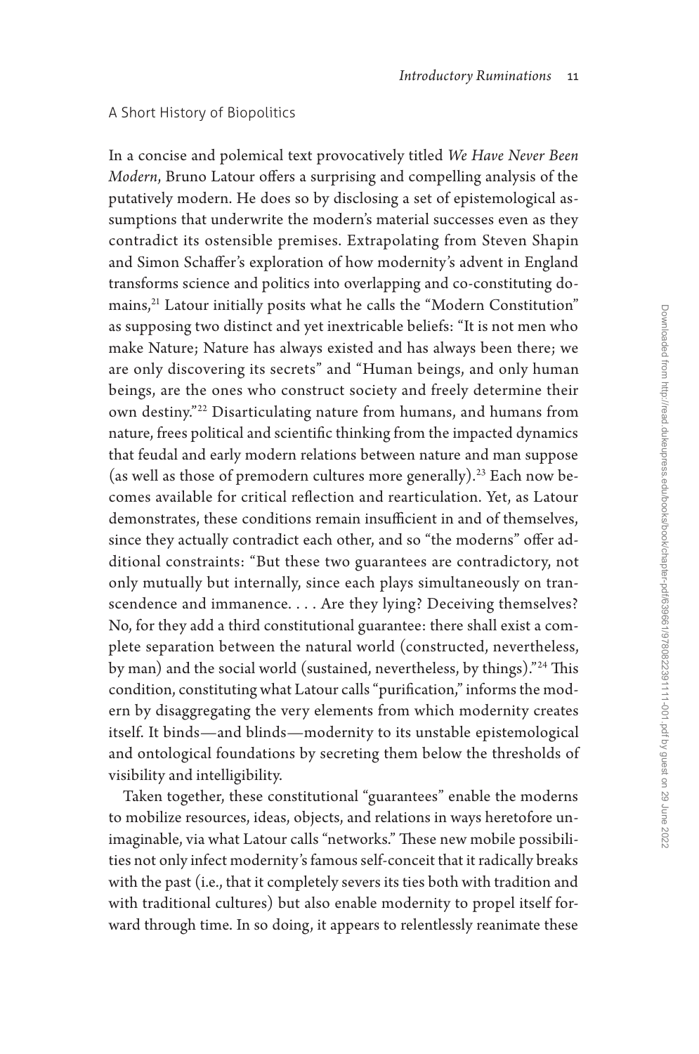## A Short History of Biopolitics

In a concise and polemical text provocatively titled *We Have Never Been Modern*, Bruno Latour offers a surprising and compelling analysis of the putatively modern. He does so by disclosing a set of epistemological assumptions that underwrite the modern's material successes even as they contradict its ostensible premises. Extrapolating from Steven Shapin and Simon Schaffer's exploration of how modernity's advent in England transforms science and politics into overlapping and co-constituting domains,[21] Latour initially posits what he calls the "Modern Constitution" as supposing two distinct and yet inextricable beliefs: "It is not men who make Nature; Nature has always existed and has always been there; we are only discovering its secrets" and "Human beings, and only human beings, are the ones who construct society and freely determine their own destiny."[22] Disarticulating nature from humans, and humans from nature, frees political and scientific thinking from the impacted dynamics that feudal and early modern relations between nature and man suppose (as well as those of premodern cultures more generally).[23] Each now becomes available for critical reflection and rearticulation. Yet, as Latour demonstrates, these conditions remain insufficient in and of themselves, since they actually contradict each other, and so "the moderns" offer additional constraints: "But these two guarantees are contradictory, not only mutually but internally, since each plays simultaneously on transcendence and immanence. . . . Are they lying? Deceiving themselves? No, for they add a third constitutional guarantee: there shall exist a complete separation between the natural world (constructed, nevertheless, by man) and the social world (sustained, nevertheless, by things)."[24] This condition, constituting what Latour calls "purification," informs the modern by disaggregating the very elements from which modernity creates itself. It binds—and blinds—modernity to its unstable epistemological and ontological foundations by secreting them below the thresholds of visibility and intelligibility.

Taken together, these constitutional "guarantees" enable the moderns to mobilize resources, ideas, objects, and relations in ways heretofore unimaginable, via what Latour calls "networks." These new mobile possibilities not only infect modernity's famous self-conceit that it radically breaks with the past (i.e., that it completely severs its ties both with tradition and with traditional cultures) but also enable modernity to propel itself forward through time. In so doing, it appears to relentlessly reanimate these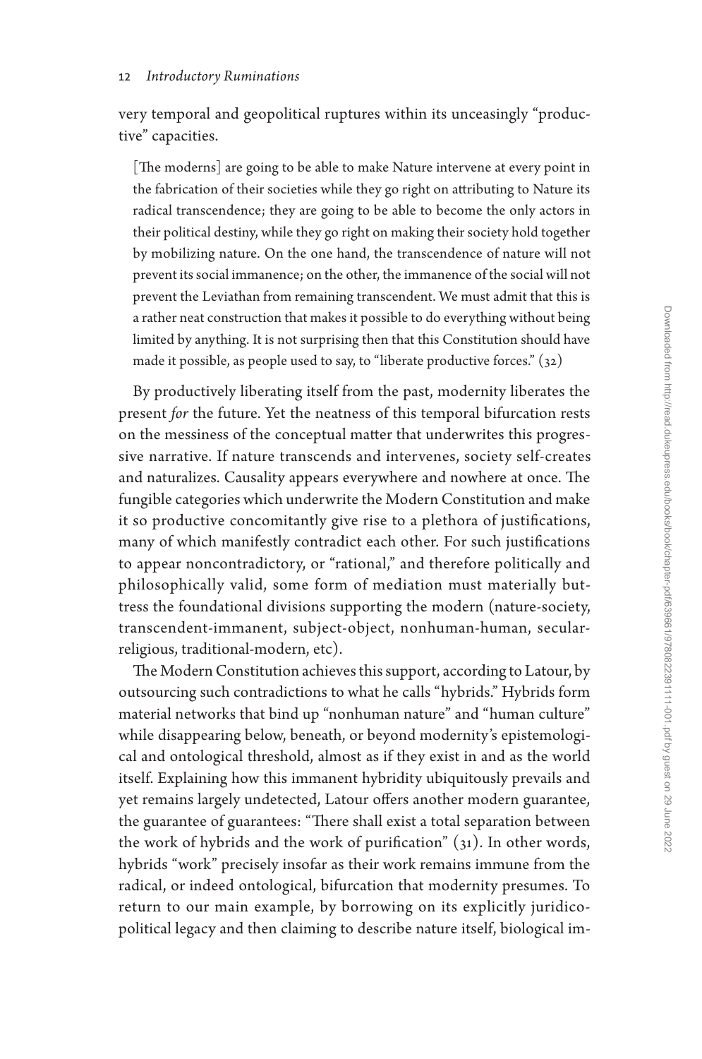very temporal and geopolitical ruptures within its unceasingly "productive" capacities.

> [The moderns] are going to be able to make Nature intervene at every point in the fabrication of their societies while they go right on attributing to Nature its radical transcendence; they are going to be able to become the only actors in their political destiny, while they go right on making their society hold together by mobilizing nature. On the one hand, the transcendence of nature will not prevent its social immanence; on the other, the immanence of the social will not prevent the Leviathan from remaining transcendent. We must admit that this is a rather neat construction that makes it possible to do everything without being limited by anything. It is not surprising then that this Constitution should have made it possible, as people used to say, to "liberate productive forces." (32)

By productively liberating itself from the past, modernity liberates the present *for* the future. Yet the neatness of this temporal bifurcation rests on the messiness of the conceptual matter that underwrites this progressive narrative. If nature transcends and intervenes, society self-creates and naturalizes. Causality appears everywhere and nowhere at once. The fungible categories which underwrite the Modern Constitution and make it so productive concomitantly give rise to a plethora of justifications, many of which manifestly contradict each other. For such justifications to appear noncontradictory, or "rational," and therefore politically and philosophically valid, some form of mediation must materially buttress the foundational divisions supporting the modern (nature-society, transcendent-immanent, subject-object, nonhuman-human, secular-religious, traditional-modern, etc).

The Modern Constitution achieves this support, according to Latour, by outsourcing such contradictions to what he calls "hybrids." Hybrids form material networks that bind up "nonhuman nature" and "human culture" while disappearing below, beneath, or beyond modernity's epistemological and ontological threshold, almost as if they exist in and as the world itself. Explaining how this immanent hybridity ubiquitously prevails and yet remains largely undetected, Latour offers another modern guarantee, the guarantee of guarantees: "There shall exist a total separation between the work of hybrids and the work of purification" (31). In other words, hybrids "work" precisely insofar as their work remains immune from the radical, or indeed ontological, bifurcation that modernity presumes. To return to our main example, by borrowing on its explicitly juridico-political legacy and then claiming to describe nature itself, biological im-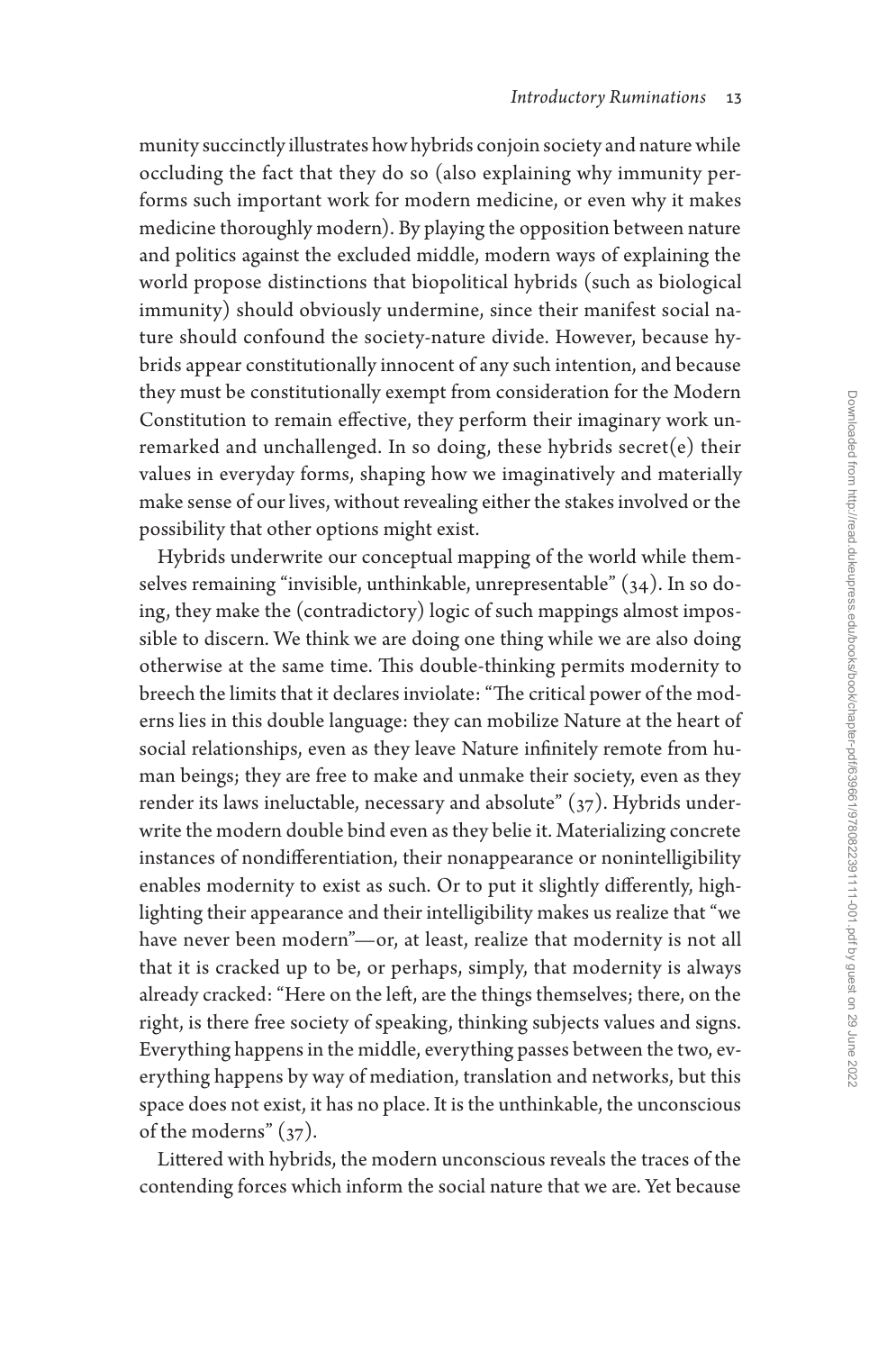munity succinctly illustrates how hybrids conjoin society and nature while occluding the fact that they do so (also explaining why immunity performs such important work for modern medicine, or even why it makes medicine thoroughly modern). By playing the opposition between nature and politics against the excluded middle, modern ways of explaining the world propose distinctions that biopolitical hybrids (such as biological immunity) should obviously undermine, since their manifest social nature should confound the society-nature divide. However, because hybrids appear constitutionally innocent of any such intention, and because they must be constitutionally exempt from consideration for the Modern Constitution to remain effective, they perform their imaginary work unremarked and unchallenged. In so doing, these hybrids secret(e) their values in everyday forms, shaping how we imaginatively and materially make sense of our lives, without revealing either the stakes involved or the possibility that other options might exist.

Hybrids underwrite our conceptual mapping of the world while themselves remaining "invisible, unthinkable, unrepresentable" (34). In so doing, they make the (contradictory) logic of such mappings almost impossible to discern. We think we are doing one thing while we are also doing otherwise at the same time. This double-thinking permits modernity to breech the limits that it declares inviolate: "The critical power of the moderns lies in this double language: they can mobilize Nature at the heart of social relationships, even as they leave Nature infinitely remote from human beings; they are free to make and unmake their society, even as they render its laws ineluctable, necessary and absolute" (37). Hybrids underwrite the modern double bind even as they belie it. Materializing concrete instances of nondifferentiation, their nonappearance or nonintelligibility enables modernity to exist as such. Or to put it slightly differently, highlighting their appearance and their intelligibility makes us realize that "we have never been modern"—or, at least, realize that modernity is not all that it is cracked up to be, or perhaps, simply, that modernity is always already cracked: "Here on the left, are the things themselves; there, on the right, is there free society of speaking, thinking subjects values and signs. Everything happens in the middle, everything passes between the two, everything happens by way of mediation, translation and networks, but this space does not exist, it has no place. It is the unthinkable, the unconscious of the moderns" (37).

Littered with hybrids, the modern unconscious reveals the traces of the contending forces which inform the social nature that we are. Yet because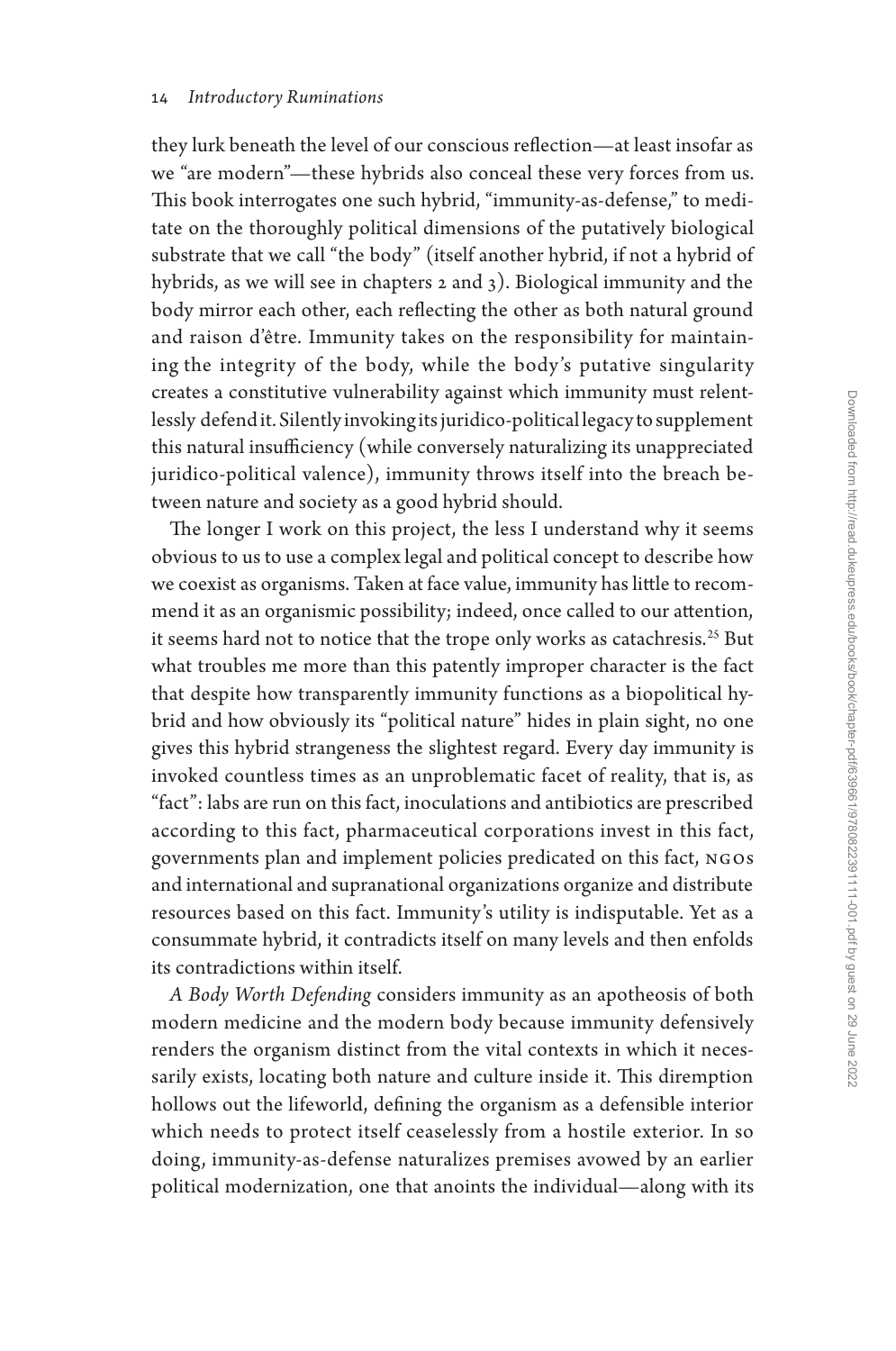they lurk beneath the level of our conscious reflection—at least insofar as we "are modern"—these hybrids also conceal these very forces from us. This book interrogates one such hybrid, "immunity-as-defense," to meditate on the thoroughly political dimensions of the putatively biological substrate that we call "the body" (itself another hybrid, if not a hybrid of hybrids, as we will see in chapters 2 and 3). Biological immunity and the body mirror each other, each reflecting the other as both natural ground and raison d'être. Immunity takes on the responsibility for maintaining the integrity of the body, while the body's putative singularity creates a constitutive vulnerability against which immunity must relentlessly defend it. Silently invoking its juridico-political legacy to supplement this natural insufficiency (while conversely naturalizing its unappreciated juridico-political valence), immunity throws itself into the breach between nature and society as a good hybrid should.

The longer I work on this project, the less I understand why it seems obvious to us to use a complex legal and political concept to describe how we coexist as organisms. Taken at face value, immunity has little to recommend it as an organismic possibility; indeed, once called to our attention, it seems hard not to notice that the trope only works as catachresis.[25] But what troubles me more than this patently improper character is the fact that despite how transparently immunity functions as a biopolitical hybrid and how obviously its "political nature" hides in plain sight, no one gives this hybrid strangeness the slightest regard. Every day immunity is invoked countless times as an unproblematic facet of reality, that is, as "fact": labs are run on this fact, inoculations and antibiotics are prescribed according to this fact, pharmaceutical corporations invest in this fact, governments plan and implement policies predicated on this fact, NGOs and international and supranational organizations organize and distribute resources based on this fact. Immunity's utility is indisputable. Yet as a consummate hybrid, it contradicts itself on many levels and then enfolds its contradictions within itself.

*A Body Worth Defending* considers immunity as an apotheosis of both modern medicine and the modern body because immunity defensively renders the organism distinct from the vital contexts in which it necessarily exists, locating both nature and culture inside it. This diremption hollows out the lifeworld, defining the organism as a defensible interior which needs to protect itself ceaselessly from a hostile exterior. In so doing, immunity-as-defense naturalizes premises avowed by an earlier political modernization, one that anoints the individual—along with its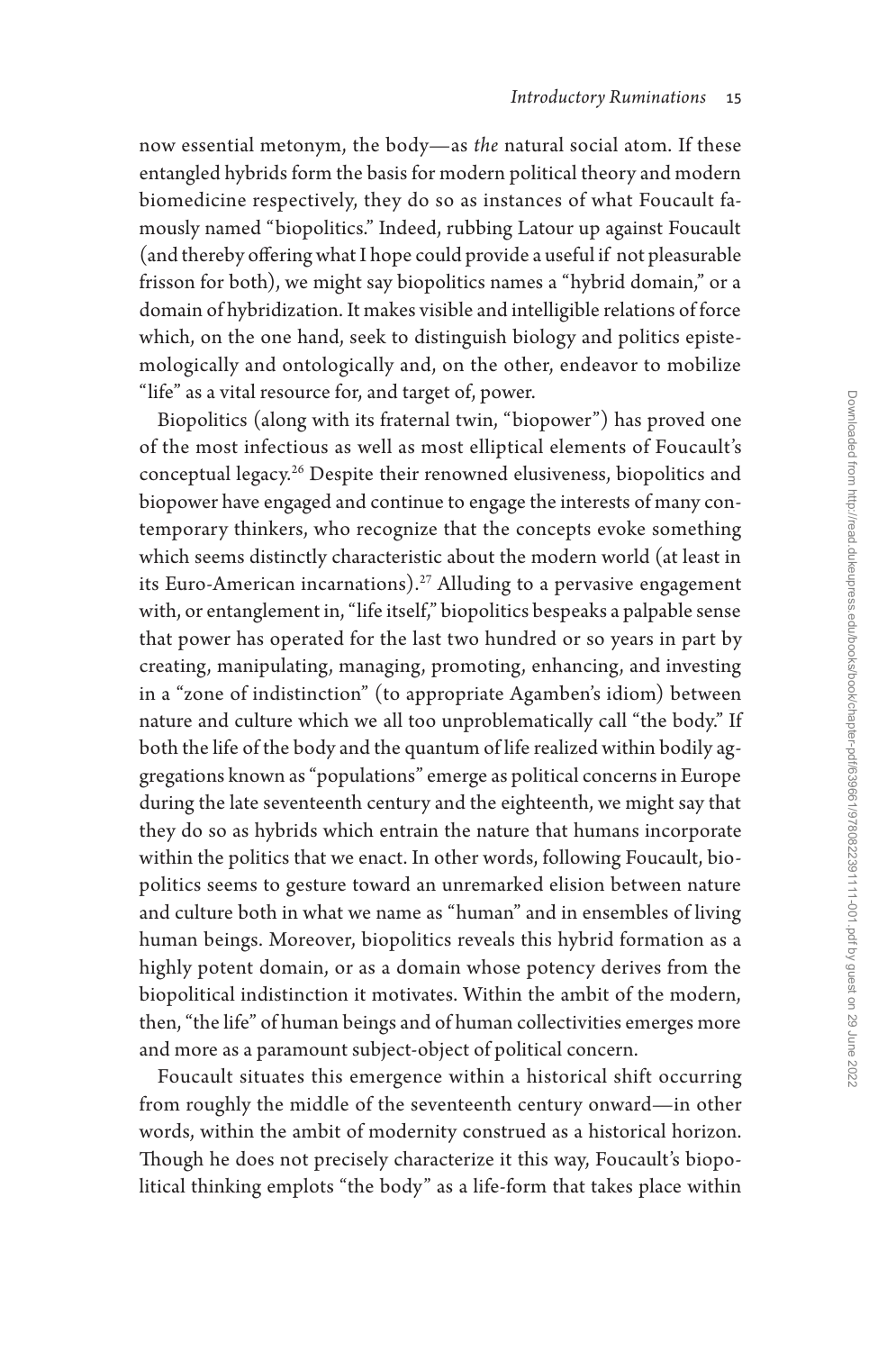now essential metonym, the body—as *the* natural social atom. If these entangled hybrids form the basis for modern political theory and modern biomedicine respectively, they do so as instances of what Foucault famously named "biopolitics." Indeed, rubbing Latour up against Foucault (and thereby offering what I hope could provide a useful if not pleasurable frisson for both), we might say biopolitics names a "hybrid domain," or a domain of hybridization. It makes visible and intelligible relations of force which, on the one hand, seek to distinguish biology and politics epistemologically and ontologically and, on the other, endeavor to mobilize "life" as a vital resource for, and target of, power.

Biopolitics (along with its fraternal twin, "biopower") has proved one of the most infectious as well as most elliptical elements of Foucault's conceptual legacy.[26] Despite their renowned elusiveness, biopolitics and biopower have engaged and continue to engage the interests of many contemporary thinkers, who recognize that the concepts evoke something which seems distinctly characteristic about the modern world (at least in its Euro-American incarnations).[27] Alluding to a pervasive engagement with, or entanglement in, "life itself," biopolitics bespeaks a palpable sense that power has operated for the last two hundred or so years in part by creating, manipulating, managing, promoting, enhancing, and investing in a "zone of indistinction" (to appropriate Agamben's idiom) between nature and culture which we all too unproblematically call "the body." If both the life of the body and the quantum of life realized within bodily aggregations known as "populations" emerge as political concerns in Europe during the late seventeenth century and the eighteenth, we might say that they do so as hybrids which entrain the nature that humans incorporate within the politics that we enact. In other words, following Foucault, biopolitics seems to gesture toward an unremarked elision between nature and culture both in what we name as "human" and in ensembles of living human beings. Moreover, biopolitics reveals this hybrid formation as a highly potent domain, or as a domain whose potency derives from the biopolitical indistinction it motivates. Within the ambit of the modern, then, "the life" of human beings and of human collectivities emerges more and more as a paramount subject-object of political concern.

Foucault situates this emergence within a historical shift occurring from roughly the middle of the seventeenth century onward—in other words, within the ambit of modernity construed as a historical horizon. Though he does not precisely characterize it this way, Foucault's biopolitical thinking emplots "the body" as a life-form that takes place within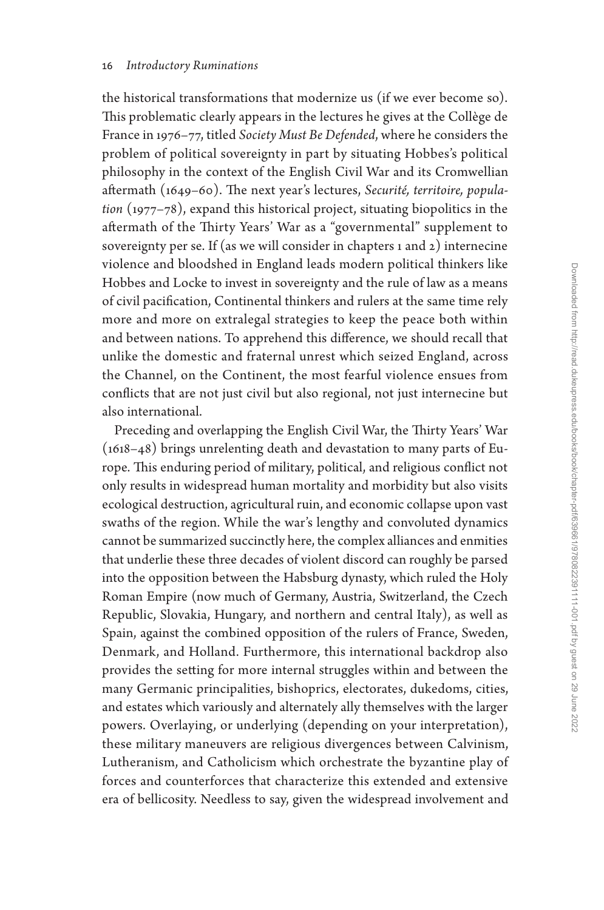the historical transformations that modernize us (if we ever become so). This problematic clearly appears in the lectures he gives at the Collège de France in 1976–77, titled *Society Must Be Defended*, where he considers the problem of political sovereignty in part by situating Hobbes's political philosophy in the context of the English Civil War and its Cromwellian aftermath (1649–60). The next year's lectures, *Securité, territoire, population* (1977–78), expand this historical project, situating biopolitics in the aftermath of the Thirty Years' War as a "governmental" supplement to sovereignty per se. If (as we will consider in chapters 1 and 2) internecine violence and bloodshed in England leads modern political thinkers like Hobbes and Locke to invest in sovereignty and the rule of law as a means of civil pacification, Continental thinkers and rulers at the same time rely more and more on extralegal strategies to keep the peace both within and between nations. To apprehend this difference, we should recall that unlike the domestic and fraternal unrest which seized England, across the Channel, on the Continent, the most fearful violence ensues from conflicts that are not just civil but also regional, not just internecine but also international.

Preceding and overlapping the English Civil War, the Thirty Years' War (1618–48) brings unrelenting death and devastation to many parts of Europe. This enduring period of military, political, and religious conflict not only results in widespread human mortality and morbidity but also visits ecological destruction, agricultural ruin, and economic collapse upon vast swaths of the region. While the war's lengthy and convoluted dynamics cannot be summarized succinctly here, the complex alliances and enmities that underlie these three decades of violent discord can roughly be parsed into the opposition between the Habsburg dynasty, which ruled the Holy Roman Empire (now much of Germany, Austria, Switzerland, the Czech Republic, Slovakia, Hungary, and northern and central Italy), as well as Spain, against the combined opposition of the rulers of France, Sweden, Denmark, and Holland. Furthermore, this international backdrop also provides the setting for more internal struggles within and between the many Germanic principalities, bishoprics, electorates, dukedoms, cities, and estates which variously and alternately ally themselves with the larger powers. Overlaying, or underlying (depending on your interpretation), these military maneuvers are religious divergences between Calvinism, Lutheranism, and Catholicism which orchestrate the byzantine play of forces and counterforces that characterize this extended and extensive era of bellicosity. Needless to say, given the widespread involvement and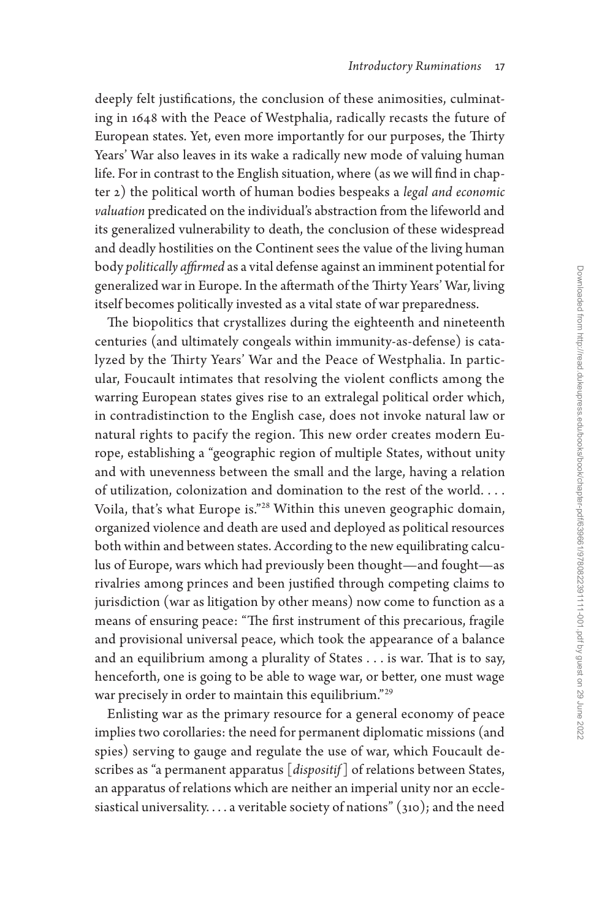deeply felt justifications, the conclusion of these animosities, culminating in 1648 with the Peace of Westphalia, radically recasts the future of European states. Yet, even more importantly for our purposes, the Thirty Years' War also leaves in its wake a radically new mode of valuing human life. For in contrast to the English situation, where (as we will find in chapter 2) the political worth of human bodies bespeaks a *legal and economic valuation* predicated on the individual's abstraction from the lifeworld and its generalized vulnerability to death, the conclusion of these widespread and deadly hostilities on the Continent sees the value of the living human body *politically affirmed* as a vital defense against an imminent potential for generalized war in Europe. In the aftermath of the Thirty Years' War, living itself becomes politically invested as a vital state of war preparedness.

The biopolitics that crystallizes during the eighteenth and nineteenth centuries (and ultimately congeals within immunity-as-defense) is catalyzed by the Thirty Years' War and the Peace of Westphalia. In particular, Foucault intimates that resolving the violent conflicts among the warring European states gives rise to an extralegal political order which, in contradistinction to the English case, does not invoke natural law or natural rights to pacify the region. This new order creates modern Europe, establishing a "geographic region of multiple States, without unity and with unevenness between the small and the large, having a relation of utilization, colonization and domination to the rest of the world. . . . Voila, that's what Europe is."[28] Within this uneven geographic domain, organized violence and death are used and deployed as political resources both within and between states. According to the new equilibrating calculus of Europe, wars which had previously been thought—and fought—as rivalries among princes and been justified through competing claims to jurisdiction (war as litigation by other means) now come to function as a means of ensuring peace: "The first instrument of this precarious, fragile and provisional universal peace, which took the appearance of a balance and an equilibrium among a plurality of States . . . is war. That is to say, henceforth, one is going to be able to wage war, or better, one must wage war precisely in order to maintain this equilibrium."[29]

Enlisting war as the primary resource for a general economy of peace implies two corollaries: the need for permanent diplomatic missions (and spies) serving to gauge and regulate the use of war, which Foucault describes as "a permanent apparatus [*dispositif*] of relations between States, an apparatus of relations which are neither an imperial unity nor an ecclesiastical universality. . . . a veritable society of nations" (310); and the need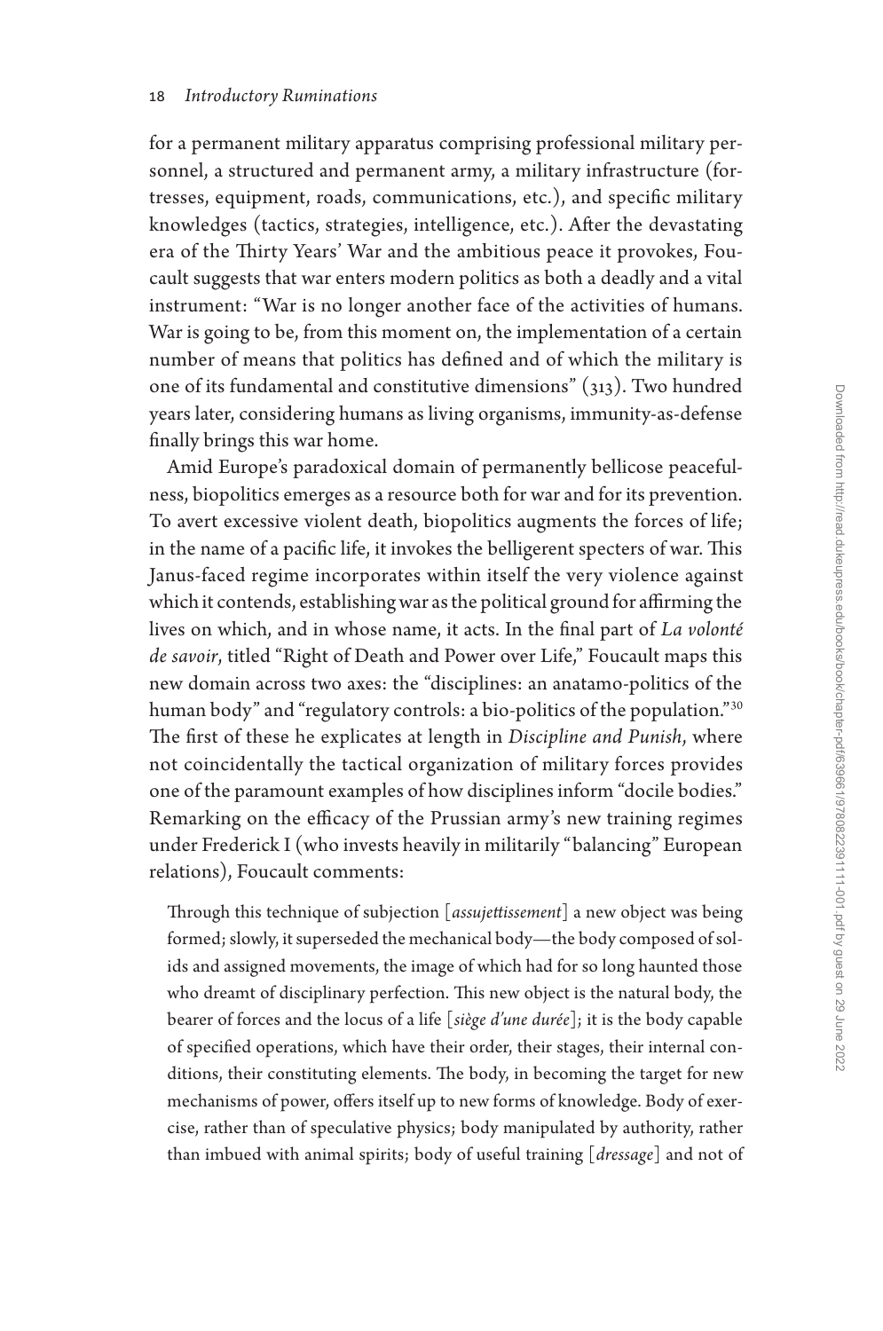for a permanent military apparatus comprising professional military personnel, a structured and permanent army, a military infrastructure (fortresses, equipment, roads, communications, etc.), and specific military knowledges (tactics, strategies, intelligence, etc.). After the devastating era of the Thirty Years' War and the ambitious peace it provokes, Foucault suggests that war enters modern politics as both a deadly and a vital instrument: "War is no longer another face of the activities of humans. War is going to be, from this moment on, the implementation of a certain number of means that politics has defined and of which the military is one of its fundamental and constitutive dimensions" (313). Two hundred years later, considering humans as living organisms, immunity-as-defense finally brings this war home.

Amid Europe's paradoxical domain of permanently bellicose peacefulness, biopolitics emerges as a resource both for war and for its prevention. To avert excessive violent death, biopolitics augments the forces of life; in the name of a pacific life, it invokes the belligerent specters of war. This Janus-faced regime incorporates within itself the very violence against which it contends, establishing war as the political ground for affirming the lives on which, and in whose name, it acts. In the final part of *La volonté de savoir*, titled "Right of Death and Power over Life," Foucault maps this new domain across two axes: the "disciplines: an anatamo-politics of the human body" and "regulatory controls: a bio-politics of the population."[30] The first of these he explicates at length in *Discipline and Punish*, where not coincidentally the tactical organization of military forces provides one of the paramount examples of how disciplines inform "docile bodies." Remarking on the efficacy of the Prussian army's new training regimes under Frederick I (who invests heavily in militarily "balancing" European relations), Foucault comments:

> Through this technique of subjection [*assujettissement*] a new object was being formed; slowly, it superseded the mechanical body—the body composed of solids and assigned movements, the image of which had for so long haunted those who dreamt of disciplinary perfection. This new object is the natural body, the bearer of forces and the locus of a life [*siège d'une durée*]; it is the body capable of specified operations, which have their order, their stages, their internal conditions, their constituting elements. The body, in becoming the target for new mechanisms of power, offers itself up to new forms of knowledge. Body of exercise, rather than of speculative physics; body manipulated by authority, rather than imbued with animal spirits; body of useful training [*dressage*] and not of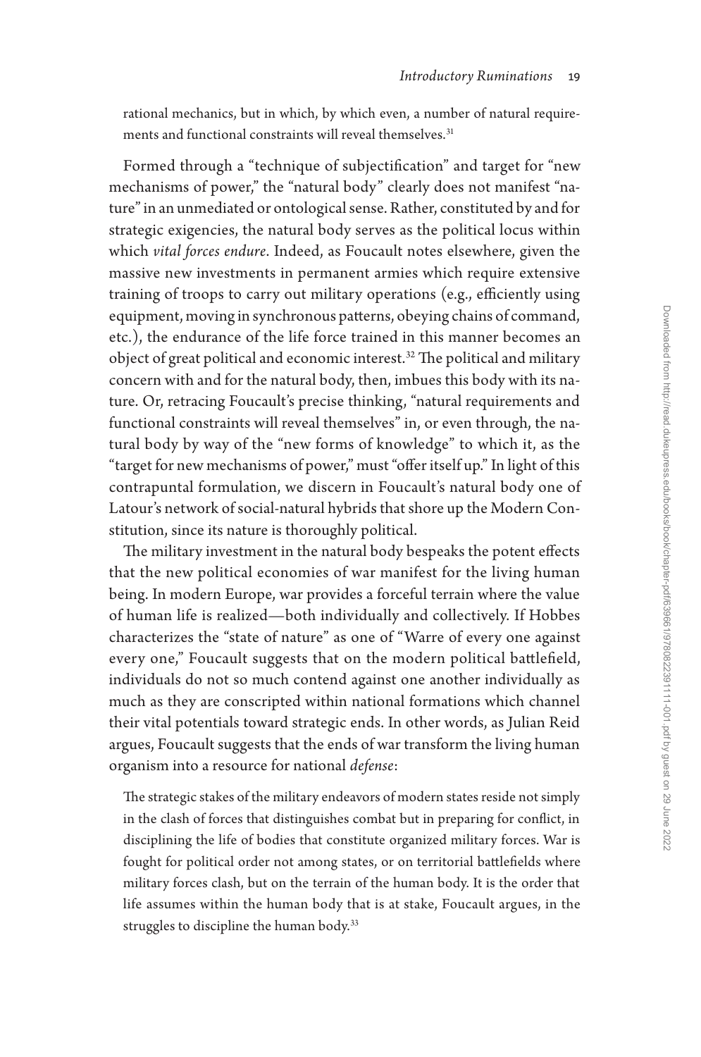rational mechanics, but in which, by which even, a number of natural requirements and functional constraints will reveal themselves.[31]

Formed through a "technique of subjectification" and target for "new mechanisms of power," the "natural body" clearly does not manifest "nature" in an unmediated or ontological sense. Rather, constituted by and for strategic exigencies, the natural body serves as the political locus within which *vital forces endure*. Indeed, as Foucault notes elsewhere, given the massive new investments in permanent armies which require extensive training of troops to carry out military operations (e.g., efficiently using equipment, moving in synchronous patterns, obeying chains of command, etc.), the endurance of the life force trained in this manner becomes an object of great political and economic interest.[32] The political and military concern with and for the natural body, then, imbues this body with its nature. Or, retracing Foucault's precise thinking, "natural requirements and functional constraints will reveal themselves" in, or even through, the natural body by way of the "new forms of knowledge" to which it, as the "target for new mechanisms of power," must "offer itself up." In light of this contrapuntal formulation, we discern in Foucault's natural body one of Latour's network of social-natural hybrids that shore up the Modern Constitution, since its nature is thoroughly political.

The military investment in the natural body bespeaks the potent effects that the new political economies of war manifest for the living human being. In modern Europe, war provides a forceful terrain where the value of human life is realized—both individually and collectively. If Hobbes characterizes the "state of nature" as one of "Warre of every one against every one," Foucault suggests that on the modern political battlefield, individuals do not so much contend against one another individually as much as they are conscripted within national formations which channel their vital potentials toward strategic ends. In other words, as Julian Reid argues, Foucault suggests that the ends of war transform the living human organism into a resource for national *defense*:

> The strategic stakes of the military endeavors of modern states reside not simply in the clash of forces that distinguishes combat but in preparing for conflict, in disciplining the life of bodies that constitute organized military forces. War is fought for political order not among states, or on territorial battlefields where military forces clash, but on the terrain of the human body. It is the order that life assumes within the human body that is at stake, Foucault argues, in the struggles to discipline the human body.[33]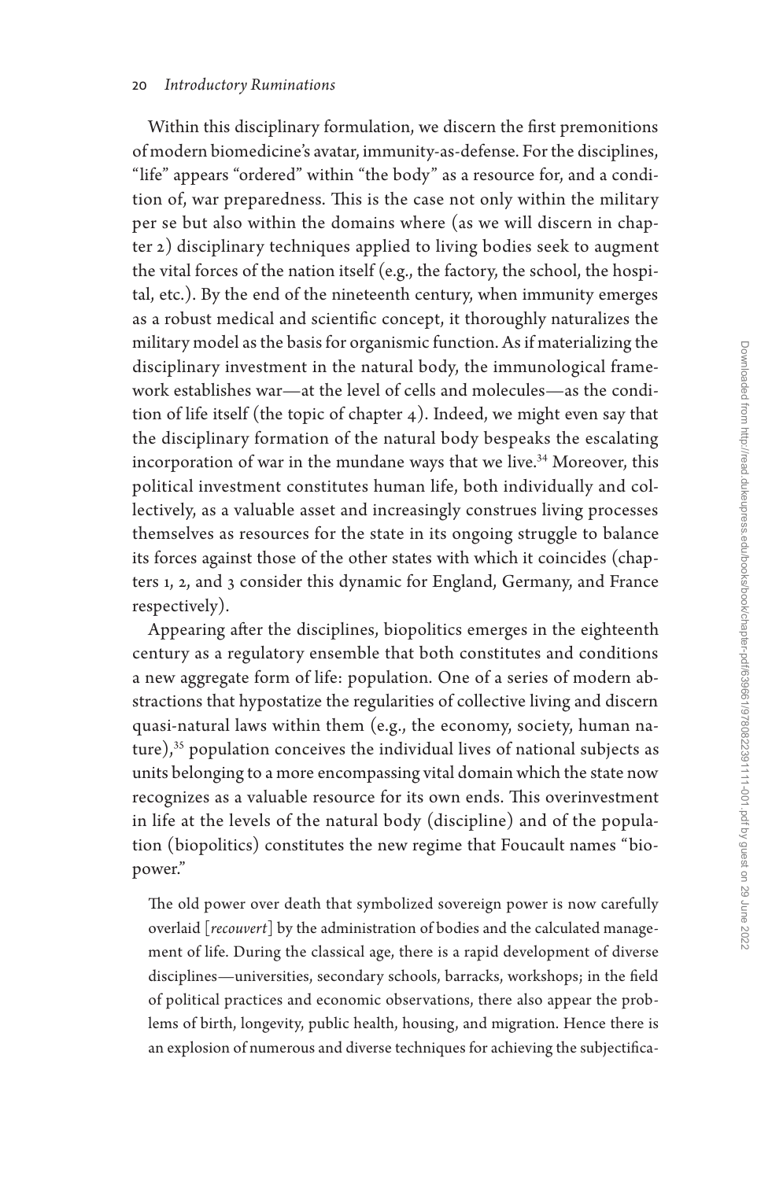Within this disciplinary formulation, we discern the first premonitions of modern biomedicine's avatar, immunity-as-defense. For the disciplines, "life" appears "ordered" within "the body" as a resource for, and a condition of, war preparedness. This is the case not only within the military per se but also within the domains where (as we will discern in chapter 2) disciplinary techniques applied to living bodies seek to augment the vital forces of the nation itself (e.g., the factory, the school, the hospital, etc.). By the end of the nineteenth century, when immunity emerges as a robust medical and scientific concept, it thoroughly naturalizes the military model as the basis for organismic function. As if materializing the disciplinary investment in the natural body, the immunological framework establishes war—at the level of cells and molecules—as the condition of life itself (the topic of chapter 4). Indeed, we might even say that the disciplinary formation of the natural body bespeaks the escalating incorporation of war in the mundane ways that we live.[34] Moreover, this political investment constitutes human life, both individually and collectively, as a valuable asset and increasingly construes living processes themselves as resources for the state in its ongoing struggle to balance its forces against those of the other states with which it coincides (chapters 1, 2, and 3 consider this dynamic for England, Germany, and France respectively).

Appearing after the disciplines, biopolitics emerges in the eighteenth century as a regulatory ensemble that both constitutes and conditions a new aggregate form of life: population. One of a series of modern abstractions that hypostatize the regularities of collective living and discern quasi-natural laws within them (e.g., the economy, society, human nature),[35] population conceives the individual lives of national subjects as units belonging to a more encompassing vital domain which the state now recognizes as a valuable resource for its own ends. This overinvestment in life at the levels of the natural body (discipline) and of the population (biopolitics) constitutes the new regime that Foucault names "biopower."

> The old power over death that symbolized sovereign power is now carefully overlaid [*recouvert*] by the administration of bodies and the calculated management of life. During the classical age, there is a rapid development of diverse disciplines—universities, secondary schools, barracks, workshops; in the field of political practices and economic observations, there also appear the problems of birth, longevity, public health, housing, and migration. Hence there is an explosion of numerous and diverse techniques for achieving the subjectifica-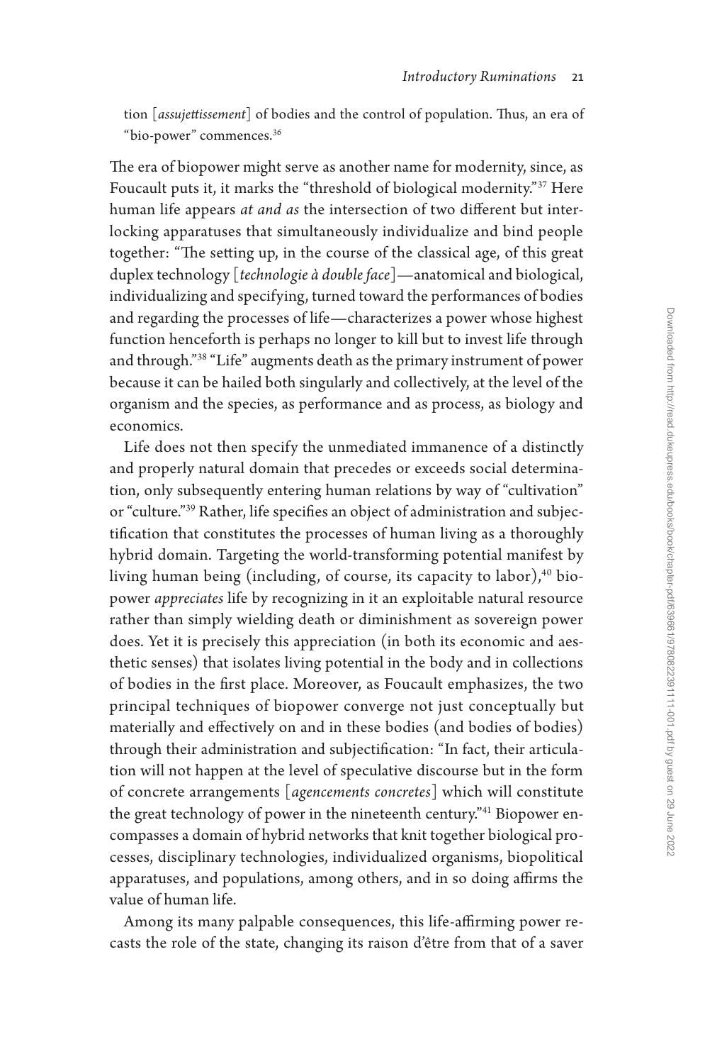tion [*assujettissement*] of bodies and the control of population. Thus, an era of "bio-power" commences.[36]

The era of biopower might serve as another name for modernity, since, as Foucault puts it, it marks the "threshold of biological modernity."[37] Here human life appears *at and as* the intersection of two different but interlocking apparatuses that simultaneously individualize and bind people together: "The setting up, in the course of the classical age, of this great duplex technology [*technologie à double face*]—anatomical and biological, individualizing and specifying, turned toward the performances of bodies and regarding the processes of life—characterizes a power whose highest function henceforth is perhaps no longer to kill but to invest life through and through."[38] "Life" augments death as the primary instrument of power because it can be hailed both singularly and collectively, at the level of the organism and the species, as performance and as process, as biology and economics.

Life does not then specify the unmediated immanence of a distinctly and properly natural domain that precedes or exceeds social determination, only subsequently entering human relations by way of "cultivation" or "culture."[39] Rather, life specifies an object of administration and subjectification that constitutes the processes of human living as a thoroughly hybrid domain. Targeting the world-transforming potential manifest by living human being (including, of course, its capacity to labor),[40] biopower *appreciates* life by recognizing in it an exploitable natural resource rather than simply wielding death or diminishment as sovereign power does. Yet it is precisely this appreciation (in both its economic and aesthetic senses) that isolates living potential in the body and in collections of bodies in the first place. Moreover, as Foucault emphasizes, the two principal techniques of biopower converge not just conceptually but materially and effectively on and in these bodies (and bodies of bodies) through their administration and subjectification: "In fact, their articulation will not happen at the level of speculative discourse but in the form of concrete arrangements [*agencements concretes*] which will constitute the great technology of power in the nineteenth century."[41] Biopower encompasses a domain of hybrid networks that knit together biological processes, disciplinary technologies, individualized organisms, biopolitical apparatuses, and populations, among others, and in so doing affirms the value of human life.

Among its many palpable consequences, this life-affirming power recasts the role of the state, changing its raison d'être from that of a saver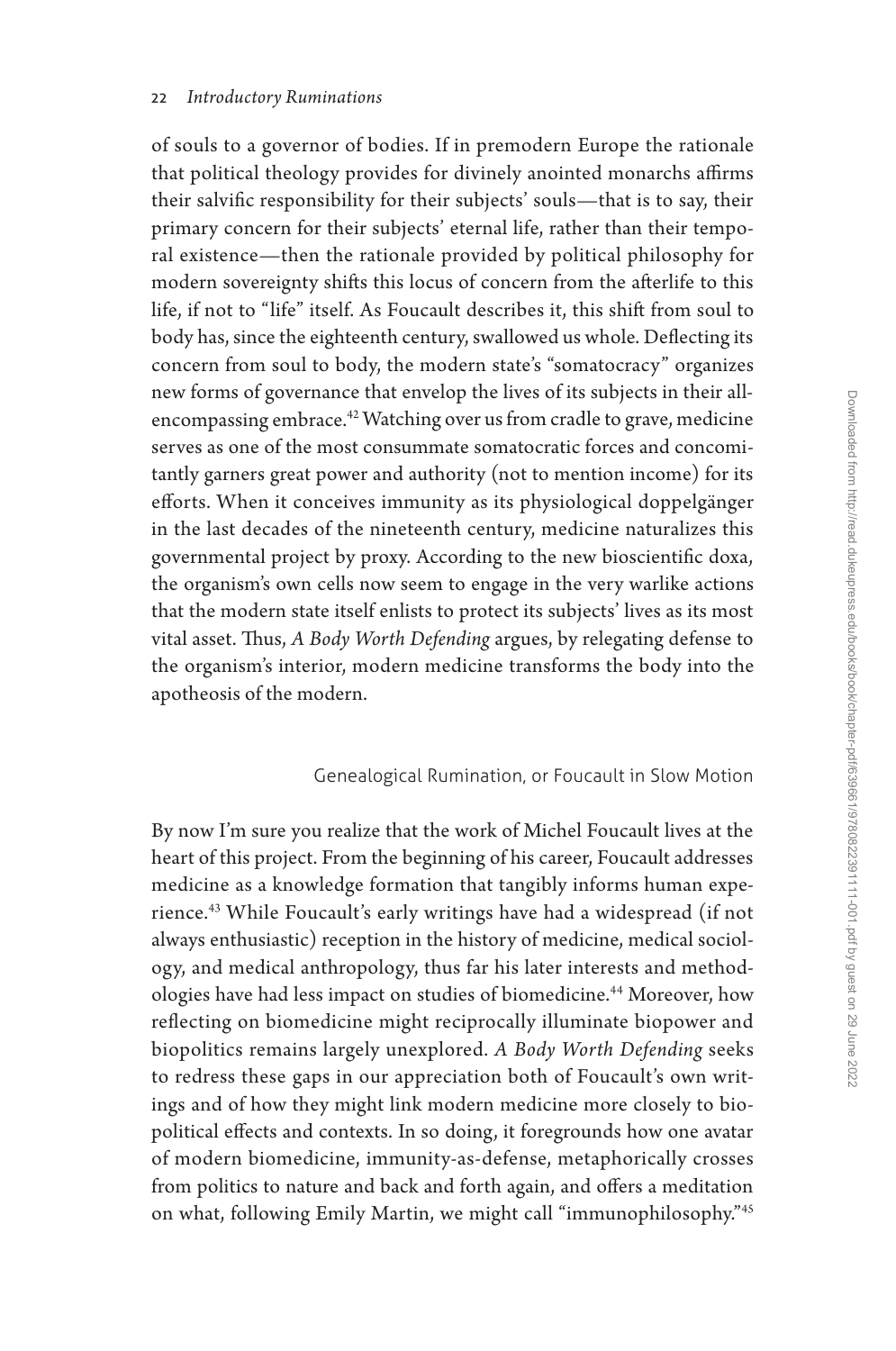of souls to a governor of bodies. If in premodern Europe the rationale that political theology provides for divinely anointed monarchs affirms their salvific responsibility for their subjects' souls—that is to say, their primary concern for their subjects' eternal life, rather than their temporal existence—then the rationale provided by political philosophy for modern sovereignty shifts this locus of concern from the afterlife to this life, if not to "life" itself. As Foucault describes it, this shift from soul to body has, since the eighteenth century, swallowed us whole. Deflecting its concern from soul to body, the modern state's "somatocracy" organizes new forms of governance that envelop the lives of its subjects in their all-encompassing embrace.[42] Watching over us from cradle to grave, medicine serves as one of the most consummate somatocratic forces and concomitantly garners great power and authority (not to mention income) for its efforts. When it conceives immunity as its physiological doppelgänger in the last decades of the nineteenth century, medicine naturalizes this governmental project by proxy. According to the new bioscientific doxa, the organism's own cells now seem to engage in the very warlike actions that the modern state itself enlists to protect its subjects' lives as its most vital asset. Thus, *A Body Worth Defending* argues, by relegating defense to the organism's interior, modern medicine transforms the body into the apotheosis of the modern.

## Genealogical Rumination, or Foucault in Slow Motion

By now I'm sure you realize that the work of Michel Foucault lives at the heart of this project. From the beginning of his career, Foucault addresses medicine as a knowledge formation that tangibly informs human experience.[43] While Foucault's early writings have had a widespread (if not always enthusiastic) reception in the history of medicine, medical sociology, and medical anthropology, thus far his later interests and methodologies have had less impact on studies of biomedicine.[44] Moreover, how reflecting on biomedicine might reciprocally illuminate biopower and biopolitics remains largely unexplored. *A Body Worth Defending* seeks to redress these gaps in our appreciation both of Foucault's own writings and of how they might link modern medicine more closely to biopolitical effects and contexts. In so doing, it foregrounds how one avatar of modern biomedicine, immunity-as-defense, metaphorically crosses from politics to nature and back and forth again, and offers a meditation on what, following Emily Martin, we might call "immunophilosophy."[45]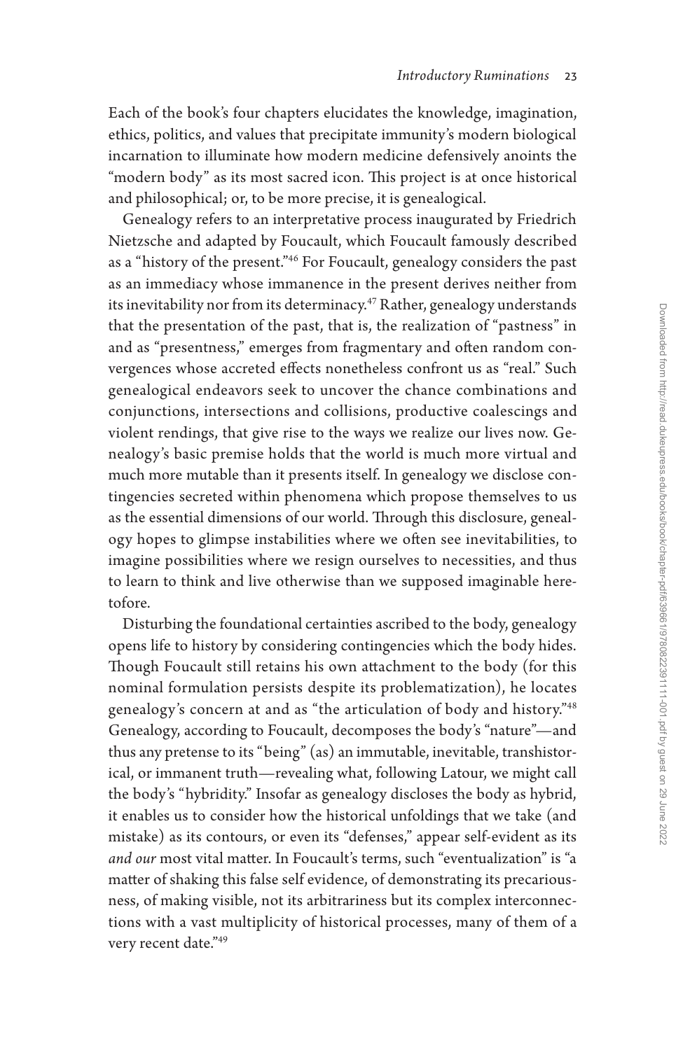Each of the book's four chapters elucidates the knowledge, imagination, ethics, politics, and values that precipitate immunity's modern biological incarnation to illuminate how modern medicine defensively anoints the "modern body" as its most sacred icon. This project is at once historical and philosophical; or, to be more precise, it is genealogical.

Genealogy refers to an interpretative process inaugurated by Friedrich Nietzsche and adapted by Foucault, which Foucault famously described as a "history of the present."[46] For Foucault, genealogy considers the past as an immediacy whose immanence in the present derives neither from its inevitability nor from its determinacy.[47] Rather, genealogy understands that the presentation of the past, that is, the realization of "pastness" in and as "presentness," emerges from fragmentary and often random convergences whose accreted effects nonetheless confront us as "real." Such genealogical endeavors seek to uncover the chance combinations and conjunctions, intersections and collisions, productive coalescings and violent rendings, that give rise to the ways we realize our lives now. Genealogy's basic premise holds that the world is much more virtual and much more mutable than it presents itself. In genealogy we disclose contingencies secreted within phenomena which propose themselves to us as the essential dimensions of our world. Through this disclosure, genealogy hopes to glimpse instabilities where we often see inevitabilities, to imagine possibilities where we resign ourselves to necessities, and thus to learn to think and live otherwise than we supposed imaginable heretofore.

Disturbing the foundational certainties ascribed to the body, genealogy opens life to history by considering contingencies which the body hides. Though Foucault still retains his own attachment to the body (for this nominal formulation persists despite its problematization), he locates genealogy's concern at and as "the articulation of body and history."[48] Genealogy, according to Foucault, decomposes the body's "nature"—and thus any pretense to its "being" (as) an immutable, inevitable, transhistorical, or immanent truth—revealing what, following Latour, we might call the body's "hybridity." Insofar as genealogy discloses the body as hybrid, it enables us to consider how the historical unfoldings that we take (and mistake) as its contours, or even its "defenses," appear self-evident as its *and our* most vital matter. In Foucault's terms, such "eventualization" is "a matter of shaking this false self evidence, of demonstrating its precariousness, of making visible, not its arbitrariness but its complex interconnections with a vast multiplicity of historical processes, many of them of a very recent date."[49]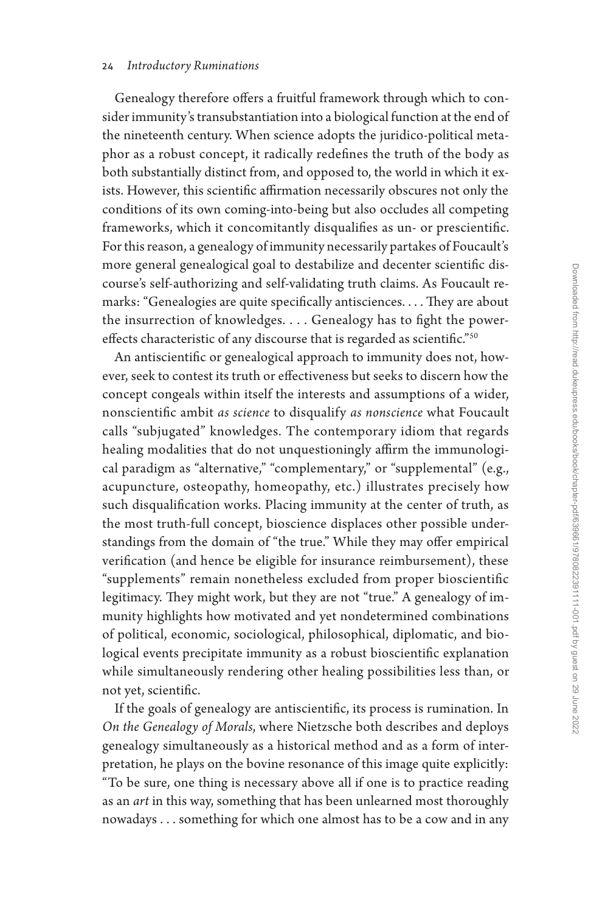Genealogy therefore offers a fruitful framework through which to consider immunity's transubstantiation into a biological function at the end of the nineteenth century. When science adopts the juridico-political metaphor as a robust concept, it radically redefines the truth of the body as both substantially distinct from, and opposed to, the world in which it exists. However, this scientific affirmation necessarily obscures not only the conditions of its own coming-into-being but also occludes all competing frameworks, which it concomitantly disqualifies as un- or prescientific. For this reason, a genealogy of immunity necessarily partakes of Foucault's more general genealogical goal to destabilize and decenter scientific discourse's self-authorizing and self-validating truth claims. As Foucault remarks: "Genealogies are quite specifically antisciences. . . . They are about the insurrection of knowledges. . . . Genealogy has to fight the power-effects characteristic of any discourse that is regarded as scientific."[50]

An antiscientific or genealogical approach to immunity does not, however, seek to contest its truth or effectiveness but seeks to discern how the concept congeals within itself the interests and assumptions of a wider, nonscientific ambit *as science* to disqualify *as nonscience* what Foucault calls "subjugated" knowledges. The contemporary idiom that regards healing modalities that do not unquestioningly affirm the immunological paradigm as "alternative," "complementary," or "supplemental" (e.g., acupuncture, osteopathy, homeopathy, etc.) illustrates precisely how such disqualification works. Placing immunity at the center of truth, as the most truth-full concept, bioscience displaces other possible understandings from the domain of "the true." While they may offer empirical verification (and hence be eligible for insurance reimbursement), these "supplements" remain nonetheless excluded from proper bioscientific legitimacy. They might work, but they are not "true." A genealogy of immunity highlights how motivated and yet nondetermined combinations of political, economic, sociological, philosophical, diplomatic, and biological events precipitate immunity as a robust bioscientific explanation while simultaneously rendering other healing possibilities less than, or not yet, scientific.

If the goals of genealogy are antiscientific, its process is rumination. In *On the Genealogy of Morals*, where Nietzsche both describes and deploys genealogy simultaneously as a historical method and as a form of interpretation, he plays on the bovine resonance of this image quite explicitly: "To be sure, one thing is necessary above all if one is to practice reading as an *art* in this way, something that has been unlearned most thoroughly nowadays . . . something for which one almost has to be a cow and in any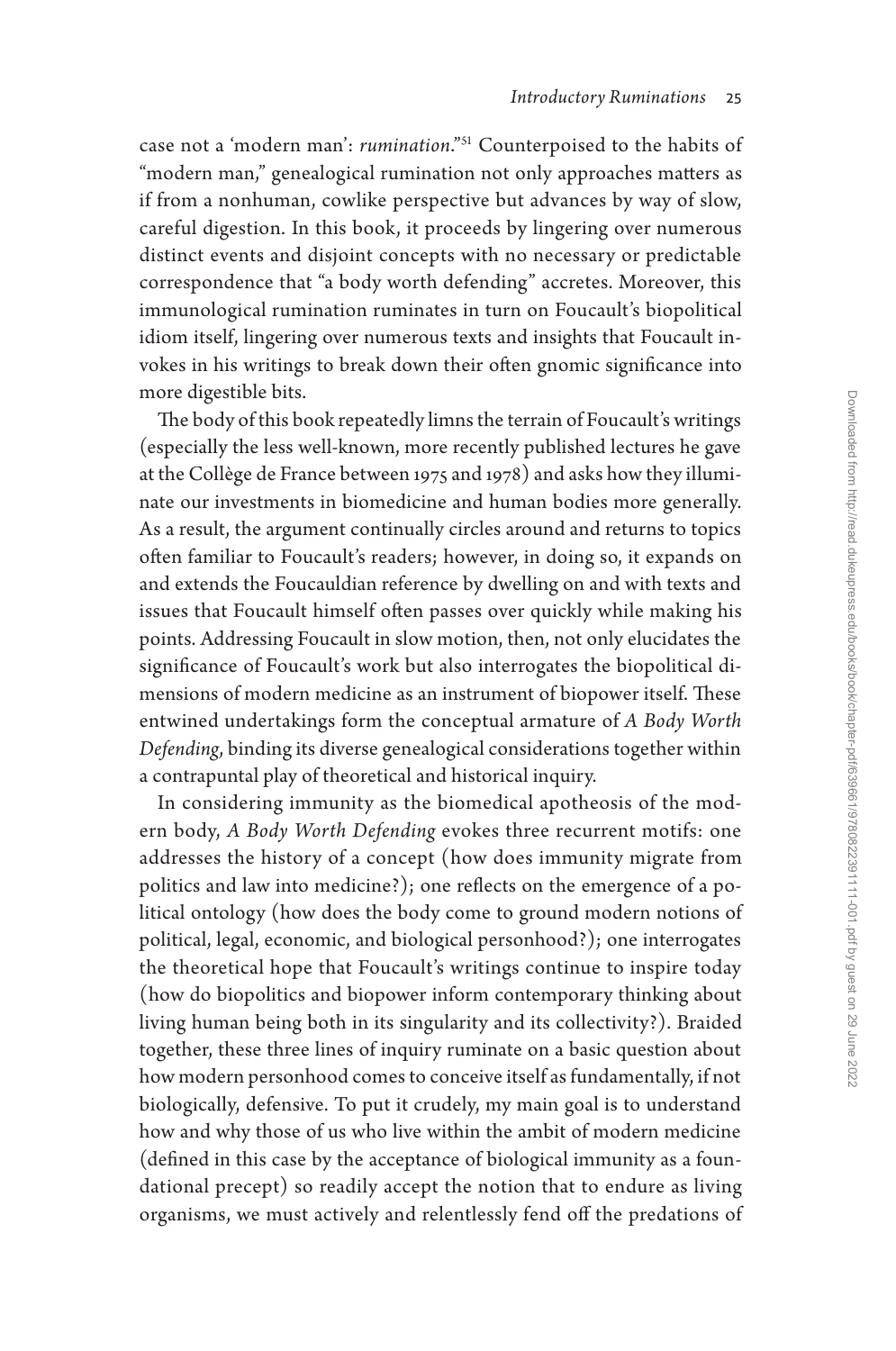case not a 'modern man': *rumination*."[51] Counterpoised to the habits of "modern man," genealogical rumination not only approaches matters as if from a nonhuman, cowlike perspective but advances by way of slow, careful digestion. In this book, it proceeds by lingering over numerous distinct events and disjoint concepts with no necessary or predictable correspondence that "a body worth defending" accretes. Moreover, this immunological rumination ruminates in turn on Foucault's biopolitical idiom itself, lingering over numerous texts and insights that Foucault invokes in his writings to break down their often gnomic significance into more digestible bits.

The body of this book repeatedly limns the terrain of Foucault's writings (especially the less well-known, more recently published lectures he gave at the Collège de France between 1975 and 1978) and asks how they illuminate our investments in biomedicine and human bodies more generally. As a result, the argument continually circles around and returns to topics often familiar to Foucault's readers; however, in doing so, it expands on and extends the Foucauldian reference by dwelling on and with texts and issues that Foucault himself often passes over quickly while making his points. Addressing Foucault in slow motion, then, not only elucidates the significance of Foucault's work but also interrogates the biopolitical dimensions of modern medicine as an instrument of biopower itself. These entwined undertakings form the conceptual armature of *A Body Worth Defending*, binding its diverse genealogical considerations together within a contrapuntal play of theoretical and historical inquiry.

In considering immunity as the biomedical apotheosis of the modern body, *A Body Worth Defending* evokes three recurrent motifs: one addresses the history of a concept (how does immunity migrate from politics and law into medicine?); one reflects on the emergence of a political ontology (how does the body come to ground modern notions of political, legal, economic, and biological personhood?); one interrogates the theoretical hope that Foucault's writings continue to inspire today (how do biopolitics and biopower inform contemporary thinking about living human being both in its singularity and its collectivity?). Braided together, these three lines of inquiry ruminate on a basic question about how modern personhood comes to conceive itself as fundamentally, if not biologically, defensive. To put it crudely, my main goal is to understand how and why those of us who live within the ambit of modern medicine (defined in this case by the acceptance of biological immunity as a foundational precept) so readily accept the notion that to endure as living organisms, we must actively and relentlessly fend off the predations of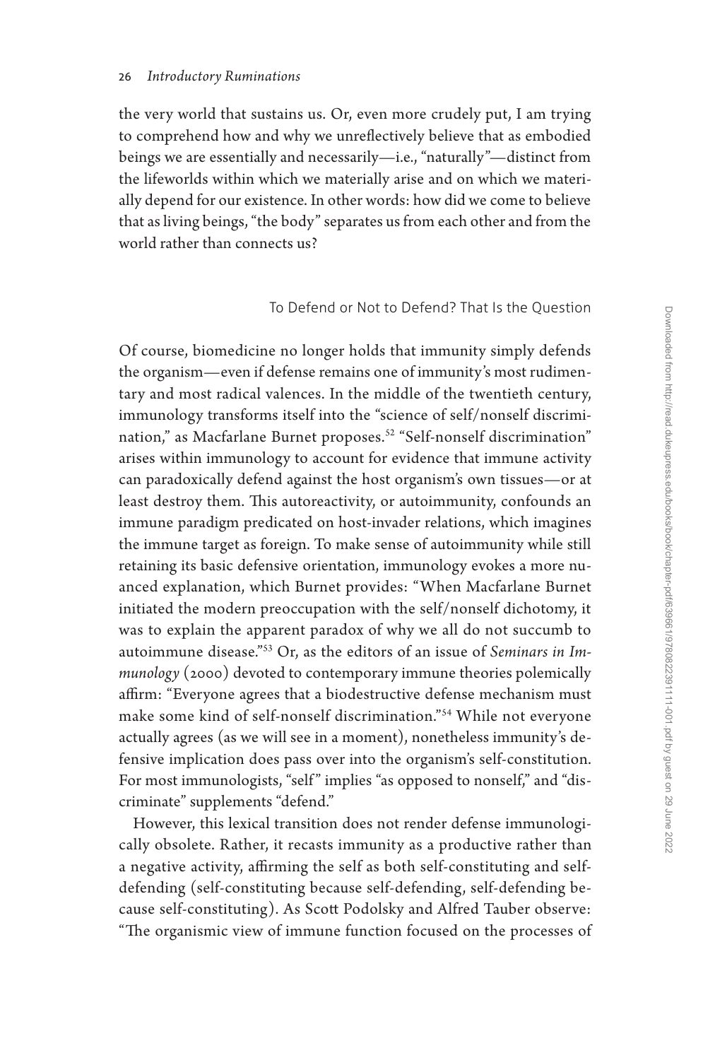the very world that sustains us. Or, even more crudely put, I am trying to comprehend how and why we unreflectively believe that as embodied beings we are essentially and necessarily—i.e., "naturally"—distinct from the lifeworlds within which we materially arise and on which we materially depend for our existence. In other words: how did we come to believe that as living beings, "the body" separates us from each other and from the world rather than connects us?

## To Defend or Not to Defend? That Is the Question

Of course, biomedicine no longer holds that immunity simply defends the organism—even if defense remains one of immunity's most rudimentary and most radical valences. In the middle of the twentieth century, immunology transforms itself into the "science of self/nonself discrimination," as Macfarlane Burnet proposes.[52] "Self-nonself discrimination" arises within immunology to account for evidence that immune activity can paradoxically defend against the host organism's own tissues—or at least destroy them. This autoreactivity, or autoimmunity, confounds an immune paradigm predicated on host-invader relations, which imagines the immune target as foreign. To make sense of autoimmunity while still retaining its basic defensive orientation, immunology evokes a more nuanced explanation, which Burnet provides: "When Macfarlane Burnet initiated the modern preoccupation with the self/nonself dichotomy, it was to explain the apparent paradox of why we all do not succumb to autoimmune disease."[53] Or, as the editors of an issue of *Seminars in Immunology* (2000) devoted to contemporary immune theories polemically affirm: "Everyone agrees that a biodestructive defense mechanism must make some kind of self-nonself discrimination."[54] While not everyone actually agrees (as we will see in a moment), nonetheless immunity's defensive implication does pass over into the organism's self-constitution. For most immunologists, "self" implies "as opposed to nonself," and "discriminate" supplements "defend."

However, this lexical transition does not render defense immunologically obsolete. Rather, it recasts immunity as a productive rather than a negative activity, affirming the self as both self-constituting and self-defending (self-constituting because self-defending, self-defending because self-constituting). As Scott Podolsky and Alfred Tauber observe: "The organismic view of immune function focused on the processes of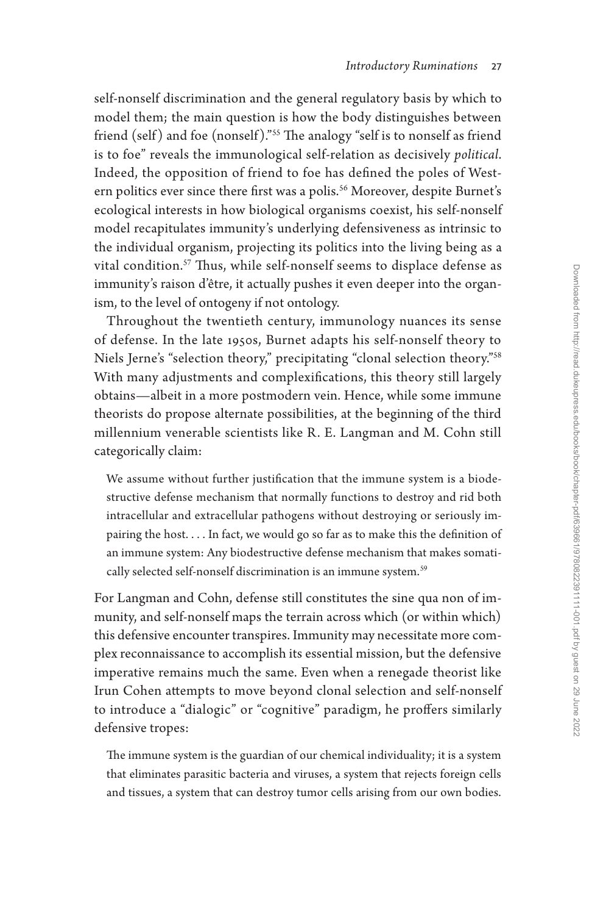self-nonself discrimination and the general regulatory basis by which to model them; the main question is how the body distinguishes between friend (self) and foe (nonself)."[55] The analogy "self is to nonself as friend is to foe" reveals the immunological self-relation as decisively *political*. Indeed, the opposition of friend to foe has defined the poles of Western politics ever since there first was a polis.[56] Moreover, despite Burnet's ecological interests in how biological organisms coexist, his self-nonself model recapitulates immunity's underlying defensiveness as intrinsic to the individual organism, projecting its politics into the living being as a vital condition.[57] Thus, while self-nonself seems to displace defense as immunity's raison d'être, it actually pushes it even deeper into the organism, to the level of ontogeny if not ontology.

Throughout the twentieth century, immunology nuances its sense of defense. In the late 1950s, Burnet adapts his self-nonself theory to Niels Jerne's "selection theory," precipitating "clonal selection theory."[58] With many adjustments and complexifications, this theory still largely obtains—albeit in a more postmodern vein. Hence, while some immune theorists do propose alternate possibilities, at the beginning of the third millennium venerable scientists like R. E. Langman and M. Cohn still categorically claim:

> We assume without further justification that the immune system is a biodestructive defense mechanism that normally functions to destroy and rid both intracellular and extracellular pathogens without destroying or seriously impairing the host. . . . In fact, we would go so far as to make this the definition of an immune system: Any biodestructive defense mechanism that makes somatically selected self-nonself discrimination is an immune system.[59]

For Langman and Cohn, defense still constitutes the sine qua non of immunity, and self-nonself maps the terrain across which (or within which) this defensive encounter transpires. Immunity may necessitate more complex reconnaissance to accomplish its essential mission, but the defensive imperative remains much the same. Even when a renegade theorist like Irun Cohen attempts to move beyond clonal selection and self-nonself to introduce a "dialogic" or "cognitive" paradigm, he proffers similarly defensive tropes:

> The immune system is the guardian of our chemical individuality; it is a system that eliminates parasitic bacteria and viruses, a system that rejects foreign cells and tissues, a system that can destroy tumor cells arising from our own bodies.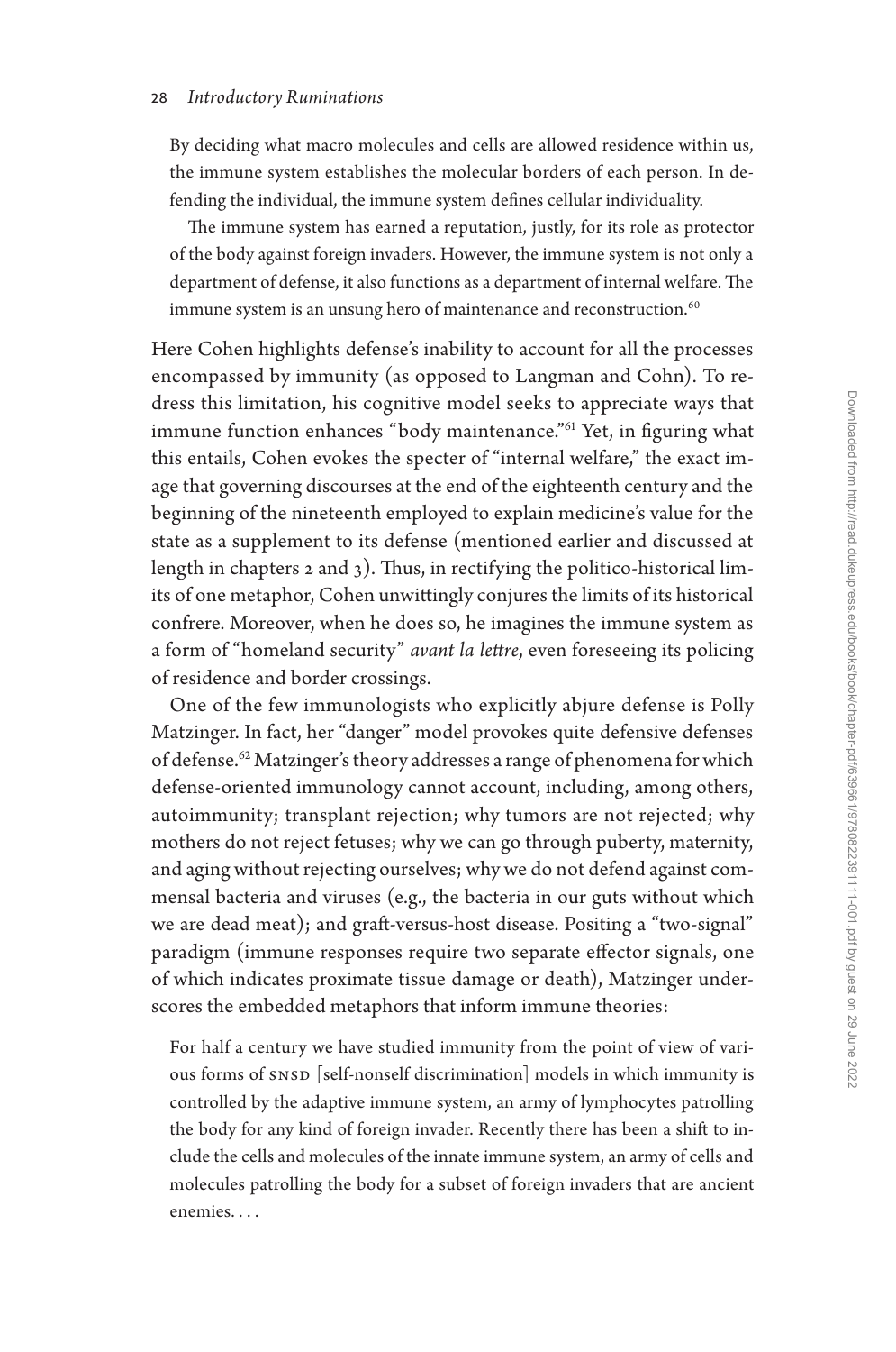> By deciding what macro molecules and cells are allowed residence within us, the immune system establishes the molecular borders of each person. In defending the individual, the immune system defines cellular individuality.
>
> The immune system has earned a reputation, justly, for its role as protector of the body against foreign invaders. However, the immune system is not only a department of defense, it also functions as a department of internal welfare. The immune system is an unsung hero of maintenance and reconstruction.[60]

Here Cohen highlights defense's inability to account for all the processes encompassed by immunity (as opposed to Langman and Cohn). To redress this limitation, his cognitive model seeks to appreciate ways that immune function enhances "body maintenance."[61] Yet, in figuring what this entails, Cohen evokes the specter of "internal welfare," the exact image that governing discourses at the end of the eighteenth century and the beginning of the nineteenth employed to explain medicine's value for the state as a supplement to its defense (mentioned earlier and discussed at length in chapters 2 and 3). Thus, in rectifying the politico-historical limits of one metaphor, Cohen unwittingly conjures the limits of its historical confrere. Moreover, when he does so, he imagines the immune system as a form of "homeland security" *avant la lettre*, even foreseeing its policing of residence and border crossings.

One of the few immunologists who explicitly abjure defense is Polly Matzinger. In fact, her "danger" model provokes quite defensive defenses of defense.[62] Matzinger's theory addresses a range of phenomena for which defense-oriented immunology cannot account, including, among others, autoimmunity; transplant rejection; why tumors are not rejected; why mothers do not reject fetuses; why we can go through puberty, maternity, and aging without rejecting ourselves; why we do not defend against commensal bacteria and viruses (e.g., the bacteria in our guts without which we are dead meat); and graft-versus-host disease. Positing a "two-signal" paradigm (immune responses require two separate effector signals, one of which indicates proximate tissue damage or death), Matzinger underscores the embedded metaphors that inform immune theories:

> For half a century we have studied immunity from the point of view of various forms of SNSD [self-nonself discrimination] models in which immunity is controlled by the adaptive immune system, an army of lymphocytes patrolling the body for any kind of foreign invader. Recently there has been a shift to include the cells and molecules of the innate immune system, an army of cells and molecules patrolling the body for a subset of foreign invaders that are ancient enemies. . . .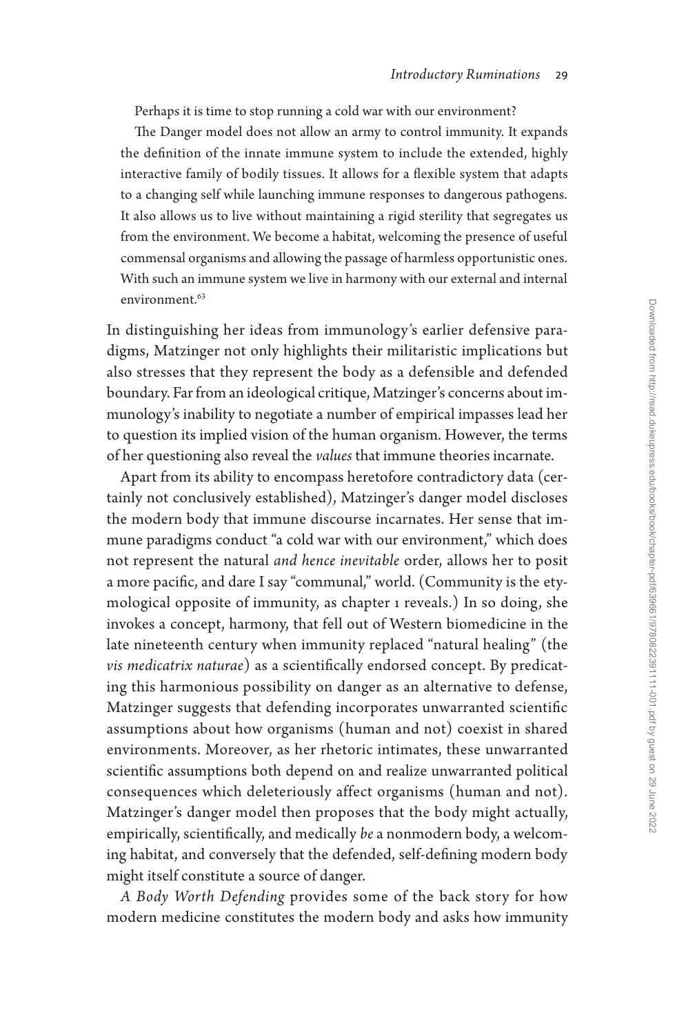> Perhaps it is time to stop running a cold war with our environment?
>
> The Danger model does not allow an army to control immunity. It expands the definition of the innate immune system to include the extended, highly interactive family of bodily tissues. It allows for a flexible system that adapts to a changing self while launching immune responses to dangerous pathogens. It also allows us to live without maintaining a rigid sterility that segregates us from the environment. We become a habitat, welcoming the presence of useful commensal organisms and allowing the passage of harmless opportunistic ones. With such an immune system we live in harmony with our external and internal environment.[63]

In distinguishing her ideas from immunology's earlier defensive paradigms, Matzinger not only highlights their militaristic implications but also stresses that they represent the body as a defensible and defended boundary. Far from an ideological critique, Matzinger's concerns about immunology's inability to negotiate a number of empirical impasses lead her to question its implied vision of the human organism. However, the terms of her questioning also reveal the *values* that immune theories incarnate.

Apart from its ability to encompass heretofore contradictory data (certainly not conclusively established), Matzinger's danger model discloses the modern body that immune discourse incarnates. Her sense that immune paradigms conduct "a cold war with our environment," which does not represent the natural *and hence inevitable* order, allows her to posit a more pacific, and dare I say "communal," world. (Community is the etymological opposite of immunity, as chapter 1 reveals.) In so doing, she invokes a concept, harmony, that fell out of Western biomedicine in the late nineteenth century when immunity replaced "natural healing" (the *vis medicatrix naturae*) as a scientifically endorsed concept. By predicating this harmonious possibility on danger as an alternative to defense, Matzinger suggests that defending incorporates unwarranted scientific assumptions about how organisms (human and not) coexist in shared environments. Moreover, as her rhetoric intimates, these unwarranted scientific assumptions both depend on and realize unwarranted political consequences which deleteriously affect organisms (human and not). Matzinger's danger model then proposes that the body might actually, empirically, scientifically, and medically *be* a nonmodern body, a welcoming habitat, and conversely that the defended, self-defining modern body might itself constitute a source of danger.

*A Body Worth Defending* provides some of the back story for how modern medicine constitutes the modern body and asks how immunity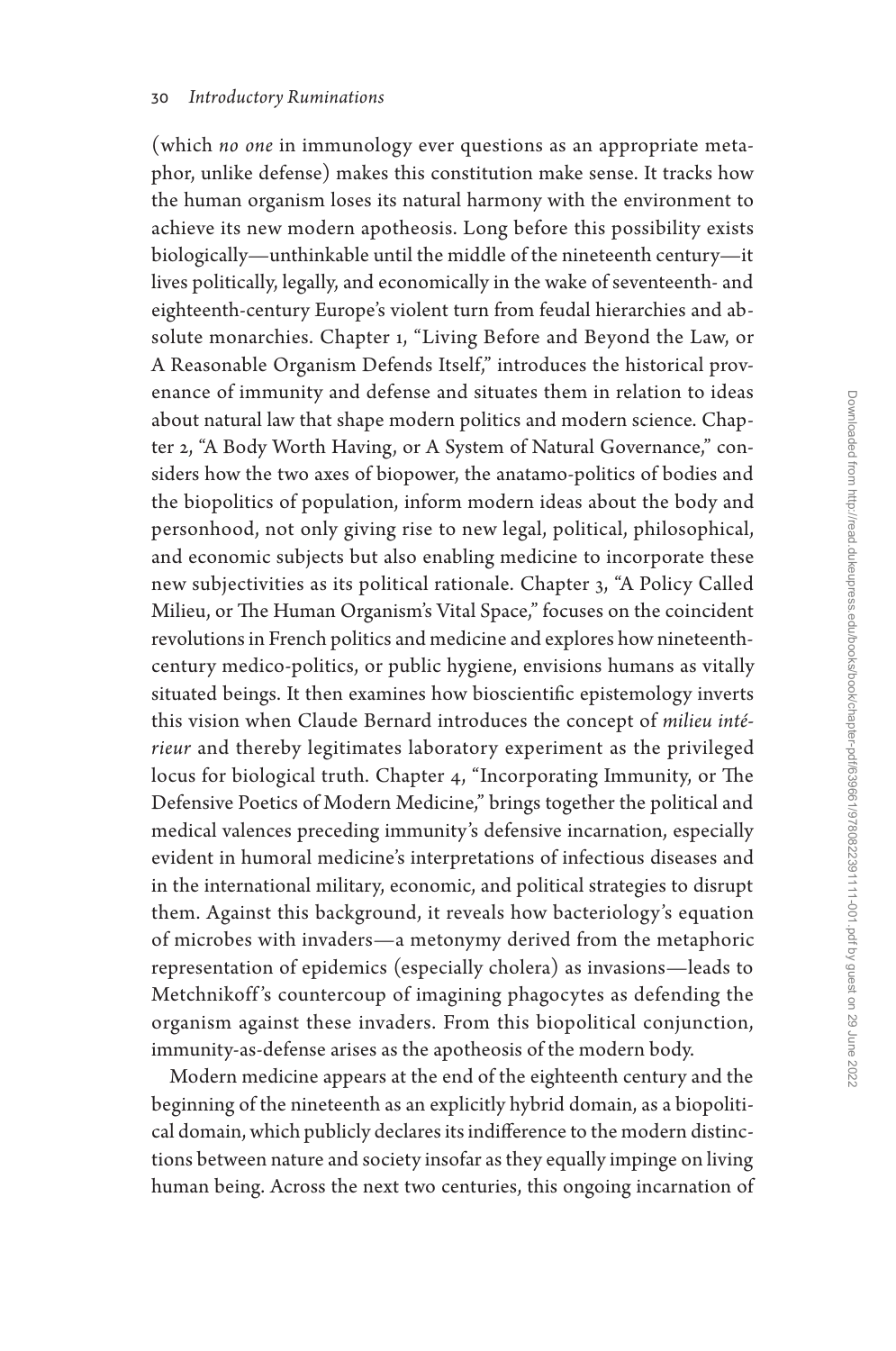(which *no one* in immunology ever questions as an appropriate metaphor, unlike defense) makes this constitution make sense. It tracks how the human organism loses its natural harmony with the environment to achieve its new modern apotheosis. Long before this possibility exists biologically—unthinkable until the middle of the nineteenth century—it lives politically, legally, and economically in the wake of seventeenth- and eighteenth-century Europe's violent turn from feudal hierarchies and absolute monarchies. Chapter 1, "Living Before and Beyond the Law, or A Reasonable Organism Defends Itself," introduces the historical provenance of immunity and defense and situates them in relation to ideas about natural law that shape modern politics and modern science. Chapter 2, "A Body Worth Having, or A System of Natural Governance," considers how the two axes of biopower, the anatamo-politics of bodies and the biopolitics of population, inform modern ideas about the body and personhood, not only giving rise to new legal, political, philosophical, and economic subjects but also enabling medicine to incorporate these new subjectivities as its political rationale. Chapter 3, "A Policy Called Milieu, or The Human Organism's Vital Space," focuses on the coincident revolutions in French politics and medicine and explores how nineteenth-century medico-politics, or public hygiene, envisions humans as vitally situated beings. It then examines how bioscientific epistemology inverts this vision when Claude Bernard introduces the concept of *milieu intérieur* and thereby legitimates laboratory experiment as the privileged locus for biological truth. Chapter 4, "Incorporating Immunity, or The Defensive Poetics of Modern Medicine," brings together the political and medical valences preceding immunity's defensive incarnation, especially evident in humoral medicine's interpretations of infectious diseases and in the international military, economic, and political strategies to disrupt them. Against this background, it reveals how bacteriology's equation of microbes with invaders—a metonymy derived from the metaphoric representation of epidemics (especially cholera) as invasions—leads to Metchnikoff's countercoup of imagining phagocytes as defending the organism against these invaders. From this biopolitical conjunction, immunity-as-defense arises as the apotheosis of the modern body.

Modern medicine appears at the end of the eighteenth century and the beginning of the nineteenth as an explicitly hybrid domain, as a biopolitical domain, which publicly declares its indifference to the modern distinctions between nature and society insofar as they equally impinge on living human being. Across the next two centuries, this ongoing incarnation of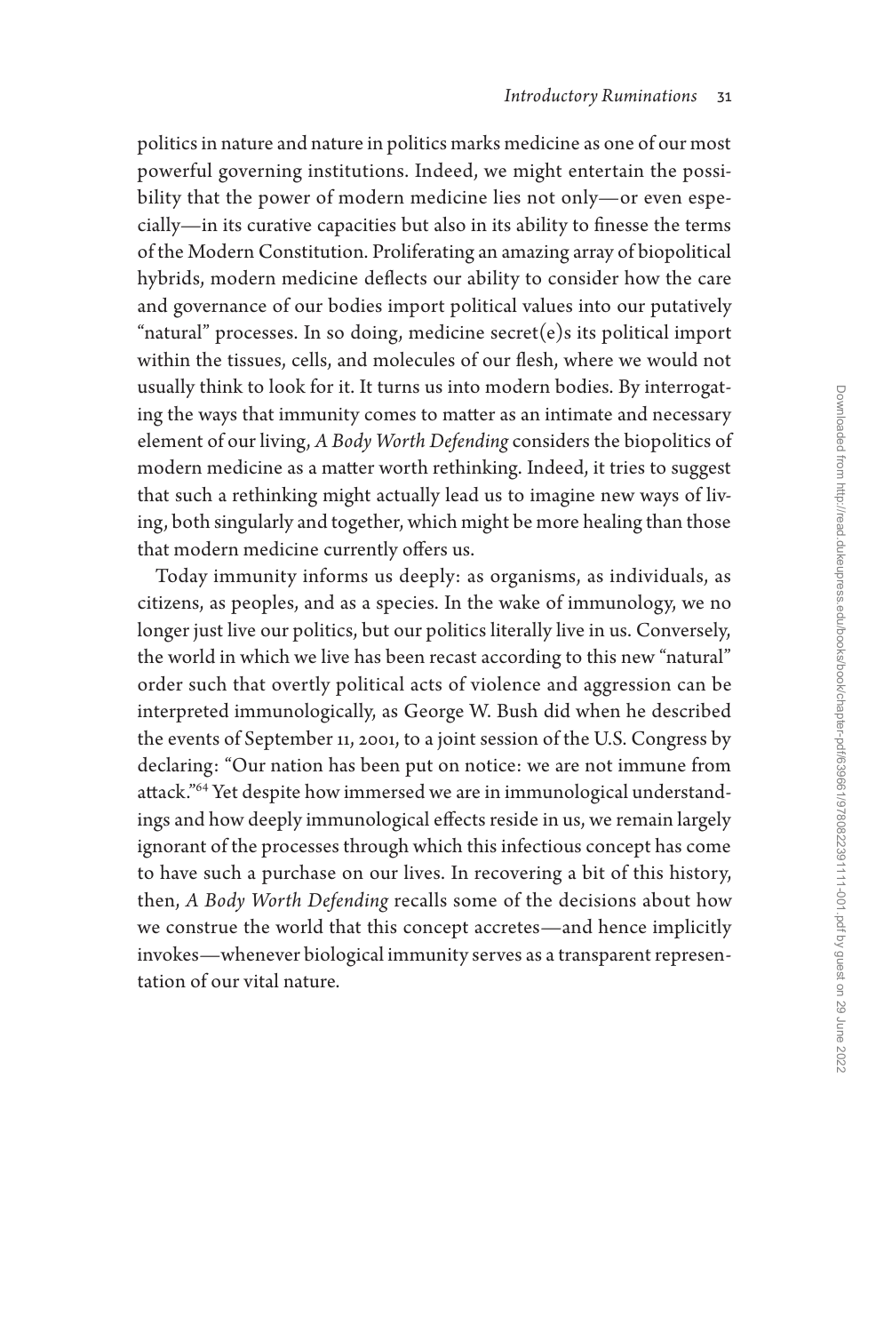politics in nature and nature in politics marks medicine as one of our most powerful governing institutions. Indeed, we might entertain the possibility that the power of modern medicine lies not only—or even especially—in its curative capacities but also in its ability to finesse the terms of the Modern Constitution. Proliferating an amazing array of biopolitical hybrids, modern medicine deflects our ability to consider how the care and governance of our bodies import political values into our putatively "natural" processes. In so doing, medicine secret(e)s its political import within the tissues, cells, and molecules of our flesh, where we would not usually think to look for it. It turns us into modern bodies. By interrogating the ways that immunity comes to matter as an intimate and necessary element of our living, *A Body Worth Defending* considers the biopolitics of modern medicine as a matter worth rethinking. Indeed, it tries to suggest that such a rethinking might actually lead us to imagine new ways of living, both singularly and together, which might be more healing than those that modern medicine currently offers us.

Today immunity informs us deeply: as organisms, as individuals, as citizens, as peoples, and as a species. In the wake of immunology, we no longer just live our politics, but our politics literally live in us. Conversely, the world in which we live has been recast according to this new "natural" order such that overtly political acts of violence and aggression can be interpreted immunologically, as George W. Bush did when he described the events of September 11, 2001, to a joint session of the U.S. Congress by declaring: "Our nation has been put on notice: we are not immune from attack."[64] Yet despite how immersed we are in immunological understandings and how deeply immunological effects reside in us, we remain largely ignorant of the processes through which this infectious concept has come to have such a purchase on our lives. In recovering a bit of this history, then, *A Body Worth Defending* recalls some of the decisions about how we construe the world that this concept accretes—and hence implicitly invokes—whenever biological immunity serves as a transparent representation of our vital nature.